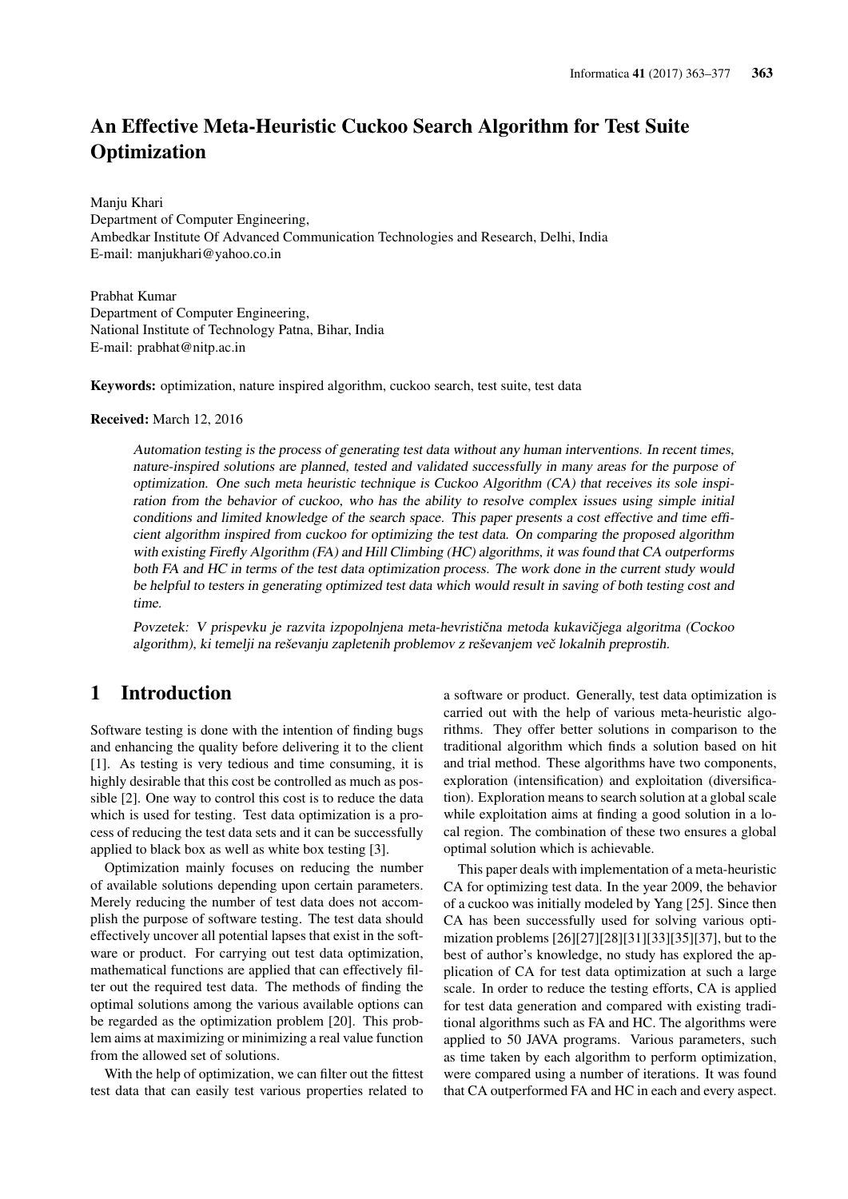# An Effective Meta-Heuristic Cuckoo Search Algorithm for Test Suite Optimization

Manju Khari
Department of Computer Engineering,
Ambedkar Institute Of Advanced Communication Technologies and Research, Delhi, India
E-mail: manjukhari@yahoo.co.in

Prabhat Kumar
Department of Computer Engineering,
National Institute of Technology Patna, Bihar, India
E-mail: prabhat@nitp.ac.in

**Keywords:** optimization, nature inspired algorithm, cuckoo search, test suite, test data

**Received:** March 12, 2016

Automation testing is the process of generating test data without any human interventions. In recent times, nature-inspired solutions are planned, tested and validated successfully in many areas for the purpose of optimization. One such meta heuristic technique is Cuckoo Algorithm (CA) that receives its sole inspiration from the behavior of cuckoo, who has the ability to resolve complex issues using simple initial conditions and limited knowledge of the search space. This paper presents a cost effective and time efficient algorithm inspired from cuckoo for optimizing the test data. On comparing the proposed algorithm with existing Firefly Algorithm (FA) and Hill Climbing (HC) algorithms, it was found that CA outperforms both FA and HC in terms of the test data optimization process. The work done in the current study would be helpful to testers in generating optimized test data which would result in saving of both testing cost and time.

*Povzetek: V prispevku je razvita izpopolnjena meta-hevristična metoda kukavičjega algoritma (Cockoo algorithm), ki temelji na reševanju zapletenih problemov z reševanjem več lokalnih preprostih.*

## 1 Introduction

Software testing is done with the intention of finding bugs and enhancing the quality before delivering it to the client [1]. As testing is very tedious and time consuming, it is highly desirable that this cost be controlled as much as possible [2]. One way to control this cost is to reduce the data which is used for testing. Test data optimization is a process of reducing the test data sets and it can be successfully applied to black box as well as white box testing [3].

Optimization mainly focuses on reducing the number of available solutions depending upon certain parameters. Merely reducing the number of test data does not accomplish the purpose of software testing. The test data should effectively uncover all potential lapses that exist in the software or product. For carrying out test data optimization, mathematical functions are applied that can effectively filter out the required test data. The methods of finding the optimal solutions among the various available options can be regarded as the optimization problem [20]. This problem aims at maximizing or minimizing a real value function from the allowed set of solutions.

With the help of optimization, we can filter out the fittest test data that can easily test various properties related to a software or product. Generally, test data optimization is carried out with the help of various meta-heuristic algorithms. They offer better solutions in comparison to the traditional algorithm which finds a solution based on hit and trial method. These algorithms have two components, exploration (intensification) and exploitation (diversification). Exploration means to search solution at a global scale while exploitation aims at finding a good solution in a local region. The combination of these two ensures a global optimal solution which is achievable.

This paper deals with implementation of a meta-heuristic CA for optimizing test data. In the year 2009, the behavior of a cuckoo was initially modeled by Yang [25]. Since then CA has been successfully used for solving various optimization problems [26][27][28][31][33][35][37], but to the best of author's knowledge, no study has explored the application of CA for test data optimization at such a large scale. In order to reduce the testing efforts, CA is applied for test data generation and compared with existing traditional algorithms such as FA and HC. The algorithms were applied to 50 JAVA programs. Various parameters, such as time taken by each algorithm to perform optimization, were compared using a number of iterations. It was found that CA outperformed FA and HC in each and every aspect.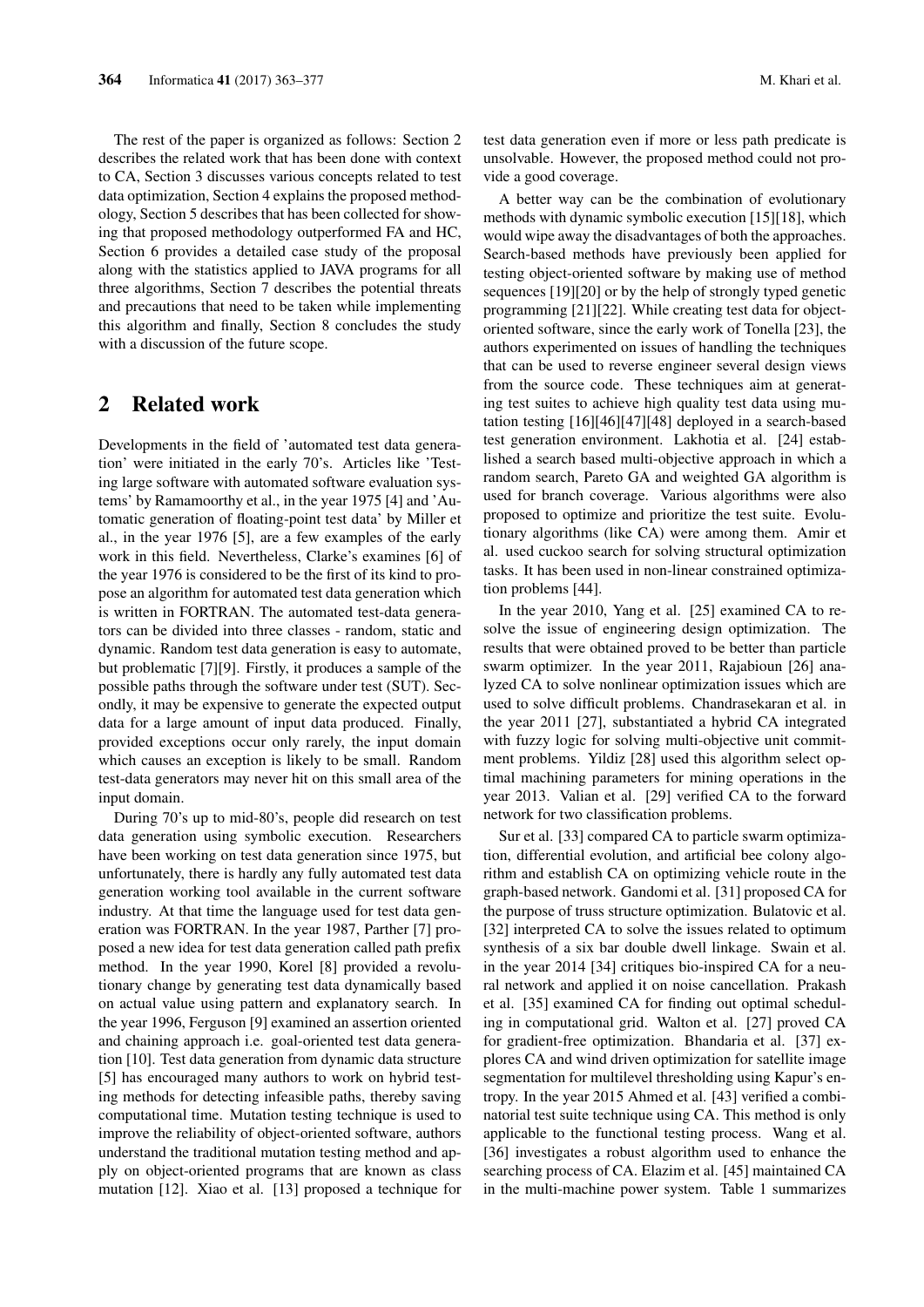The rest of the paper is organized as follows: Section 2 describes the related work that has been done with context to CA, Section 3 discusses various concepts related to test data optimization, Section 4 explains the proposed methodology, Section 5 describes that has been collected for showing that proposed methodology outperformed FA and HC, Section 6 provides a detailed case study of the proposal along with the statistics applied to JAVA programs for all three algorithms, Section 7 describes the potential threats and precautions that need to be taken while implementing this algorithm and finally, Section 8 concludes the study with a discussion of the future scope.

## 2 Related work

Developments in the field of 'automated test data generation' were initiated in the early 70's. Articles like 'Testing large software with automated software evaluation systems' by Ramamoorthy et al., in the year 1975 [4] and 'Automatic generation of floating-point test data' by Miller et al., in the year 1976 [5], are a few examples of the early work in this field. Nevertheless, Clarke's examines [6] of the year 1976 is considered to be the first of its kind to propose an algorithm for automated test data generation which is written in FORTRAN. The automated test-data generators can be divided into three classes - random, static and dynamic. Random test data generation is easy to automate, but problematic [7][9]. Firstly, it produces a sample of the possible paths through the software under test (SUT). Secondly, it may be expensive to generate the expected output data for a large amount of input data produced. Finally, provided exceptions occur only rarely, the input domain which causes an exception is likely to be small. Random test-data generators may never hit on this small area of the input domain.

During 70's up to mid-80's, people did research on test data generation using symbolic execution. Researchers have been working on test data generation since 1975, but unfortunately, there is hardly any fully automated test data generation working tool available in the current software industry. At that time the language used for test data generation was FORTRAN. In the year 1987, Parther [7] proposed a new idea for test data generation called path prefix method. In the year 1990, Korel [8] provided a revolutionary change by generating test data dynamically based on actual value using pattern and explanatory search. In the year 1996, Ferguson [9] examined an assertion oriented and chaining approach i.e. goal-oriented test data generation [10]. Test data generation from dynamic data structure [5] has encouraged many authors to work on hybrid testing methods for detecting infeasible paths, thereby saving computational time. Mutation testing technique is used to improve the reliability of object-oriented software, authors understand the traditional mutation testing method and apply on object-oriented programs that are known as class mutation [12]. Xiao et al. [13] proposed a technique for test data generation even if more or less path predicate is unsolvable. However, the proposed method could not provide a good coverage.

A better way can be the combination of evolutionary methods with dynamic symbolic execution [15][18], which would wipe away the disadvantages of both the approaches. Search-based methods have previously been applied for testing object-oriented software by making use of method sequences [19][20] or by the help of strongly typed genetic programming [21][22]. While creating test data for object-oriented software, since the early work of Tonella [23], the authors experimented on issues of handling the techniques that can be used to reverse engineer several design views from the source code. These techniques aim at generating test suites to achieve high quality test data using mutation testing [16][46][47][48] deployed in a search-based test generation environment. Lakhotia et al. [24] established a search based multi-objective approach in which a random search, Pareto GA and weighted GA algorithm is used for branch coverage. Various algorithms were also proposed to optimize and prioritize the test suite. Evolutionary algorithms (like CA) were among them. Amir et al. used cuckoo search for solving structural optimization tasks. It has been used in non-linear constrained optimization problems [44].

In the year 2010, Yang et al. [25] examined CA to resolve the issue of engineering design optimization. The results that were obtained proved to be better than particle swarm optimizer. In the year 2011, Rajabioun [26] analyzed CA to solve nonlinear optimization issues which are used to solve difficult problems. Chandrasekaran et al. in the year 2011 [27], substantiated a hybrid CA integrated with fuzzy logic for solving multi-objective unit commitment problems. Yildiz [28] used this algorithm select optimal machining parameters for mining operations in the year 2013. Valian et al. [29] verified CA to the forward network for two classification problems.

Sur et al. [33] compared CA to particle swarm optimization, differential evolution, and artificial bee colony algorithm and establish CA on optimizing vehicle route in the graph-based network. Gandomi et al. [31] proposed CA for the purpose of truss structure optimization. Bulatovic et al. [32] interpreted CA to solve the issues related to optimum synthesis of a six bar double dwell linkage. Swain et al. in the year 2014 [34] critiques bio-inspired CA for a neural network and applied it on noise cancellation. Prakash et al. [35] examined CA for finding out optimal scheduling in computational grid. Walton et al. [27] proved CA for gradient-free optimization. Bhandaria et al. [37] explores CA and wind driven optimization for satellite image segmentation for multilevel thresholding using Kapur's entropy. In the year 2015 Ahmed et al. [43] verified a combinatorial test suite technique using CA. This method is only applicable to the functional testing process. Wang et al. [36] investigates a robust algorithm used to enhance the searching process of CA. Elazim et al. [45] maintained CA in the multi-machine power system. Table 1 summarizes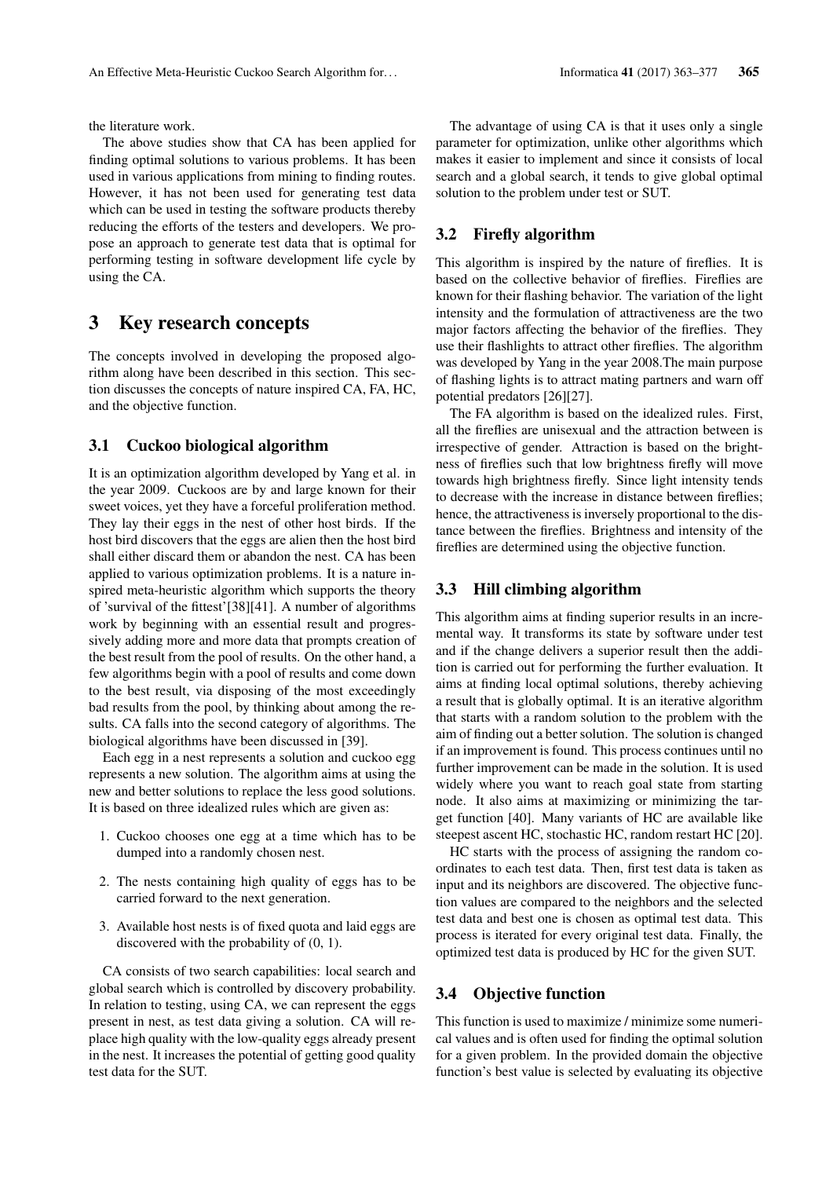the literature work.

The above studies show that CA has been applied for finding optimal solutions to various problems. It has been used in various applications from mining to finding routes. However, it has not been used for generating test data which can be used in testing the software products thereby reducing the efforts of the testers and developers. We propose an approach to generate test data that is optimal for performing testing in software development life cycle by using the CA.

# 3 Key research concepts

The concepts involved in developing the proposed algorithm along have been described in this section. This section discusses the concepts of nature inspired CA, FA, HC, and the objective function.

## 3.1 Cuckoo biological algorithm

It is an optimization algorithm developed by Yang et al. in the year 2009. Cuckoos are by and large known for their sweet voices, yet they have a forceful proliferation method. They lay their eggs in the nest of other host birds. If the host bird discovers that the eggs are alien then the host bird shall either discard them or abandon the nest. CA has been applied to various optimization problems. It is a nature inspired meta-heuristic algorithm which supports the theory of 'survival of the fittest'[38][41]. A number of algorithms work by beginning with an essential result and progressively adding more and more data that prompts creation of the best result from the pool of results. On the other hand, a few algorithms begin with a pool of results and come down to the best result, via disposing of the most exceedingly bad results from the pool, by thinking about among the results. CA falls into the second category of algorithms. The biological algorithms have been discussed in [39].

Each egg in a nest represents a solution and cuckoo egg represents a new solution. The algorithm aims at using the new and better solutions to replace the less good solutions. It is based on three idealized rules which are given as:

1. Cuckoo chooses one egg at a time which has to be dumped into a randomly chosen nest.
2. The nests containing high quality of eggs has to be carried forward to the next generation.
3. Available host nests is of fixed quota and laid eggs are discovered with the probability of (0, 1).

CA consists of two search capabilities: local search and global search which is controlled by discovery probability. In relation to testing, using CA, we can represent the eggs present in nest, as test data giving a solution. CA will replace high quality with the low-quality eggs already present in the nest. It increases the potential of getting good quality test data for the SUT.

The advantage of using CA is that it uses only a single parameter for optimization, unlike other algorithms which makes it easier to implement and since it consists of local search and a global search, it tends to give global optimal solution to the problem under test or SUT.

## 3.2 Firefly algorithm

This algorithm is inspired by the nature of fireflies. It is based on the collective behavior of fireflies. Fireflies are known for their flashing behavior. The variation of the light intensity and the formulation of attractiveness are the two major factors affecting the behavior of the fireflies. They use their flashlights to attract other fireflies. The algorithm was developed by Yang in the year 2008.The main purpose of flashing lights is to attract mating partners and warn off potential predators [26][27].

The FA algorithm is based on the idealized rules. First, all the fireflies are unisexual and the attraction between is irrespective of gender. Attraction is based on the brightness of fireflies such that low brightness firefly will move towards high brightness firefly. Since light intensity tends to decrease with the increase in distance between fireflies; hence, the attractiveness is inversely proportional to the distance between the fireflies. Brightness and intensity of the fireflies are determined using the objective function.

## 3.3 Hill climbing algorithm

This algorithm aims at finding superior results in an incremental way. It transforms its state by software under test and if the change delivers a superior result then the addition is carried out for performing the further evaluation. It aims at finding local optimal solutions, thereby achieving a result that is globally optimal. It is an iterative algorithm that starts with a random solution to the problem with the aim of finding out a better solution. The solution is changed if an improvement is found. This process continues until no further improvement can be made in the solution. It is used widely where you want to reach goal state from starting node. It also aims at maximizing or minimizing the target function [40]. Many variants of HC are available like steepest ascent HC, stochastic HC, random restart HC [20].

HC starts with the process of assigning the random coordinates to each test data. Then, first test data is taken as input and its neighbors are discovered. The objective function values are compared to the neighbors and the selected test data and best one is chosen as optimal test data. This process is iterated for every original test data. Finally, the optimized test data is produced by HC for the given SUT.

## 3.4 Objective function

This function is used to maximize / minimize some numerical values and is often used for finding the optimal solution for a given problem. In the provided domain the objective function's best value is selected by evaluating its objective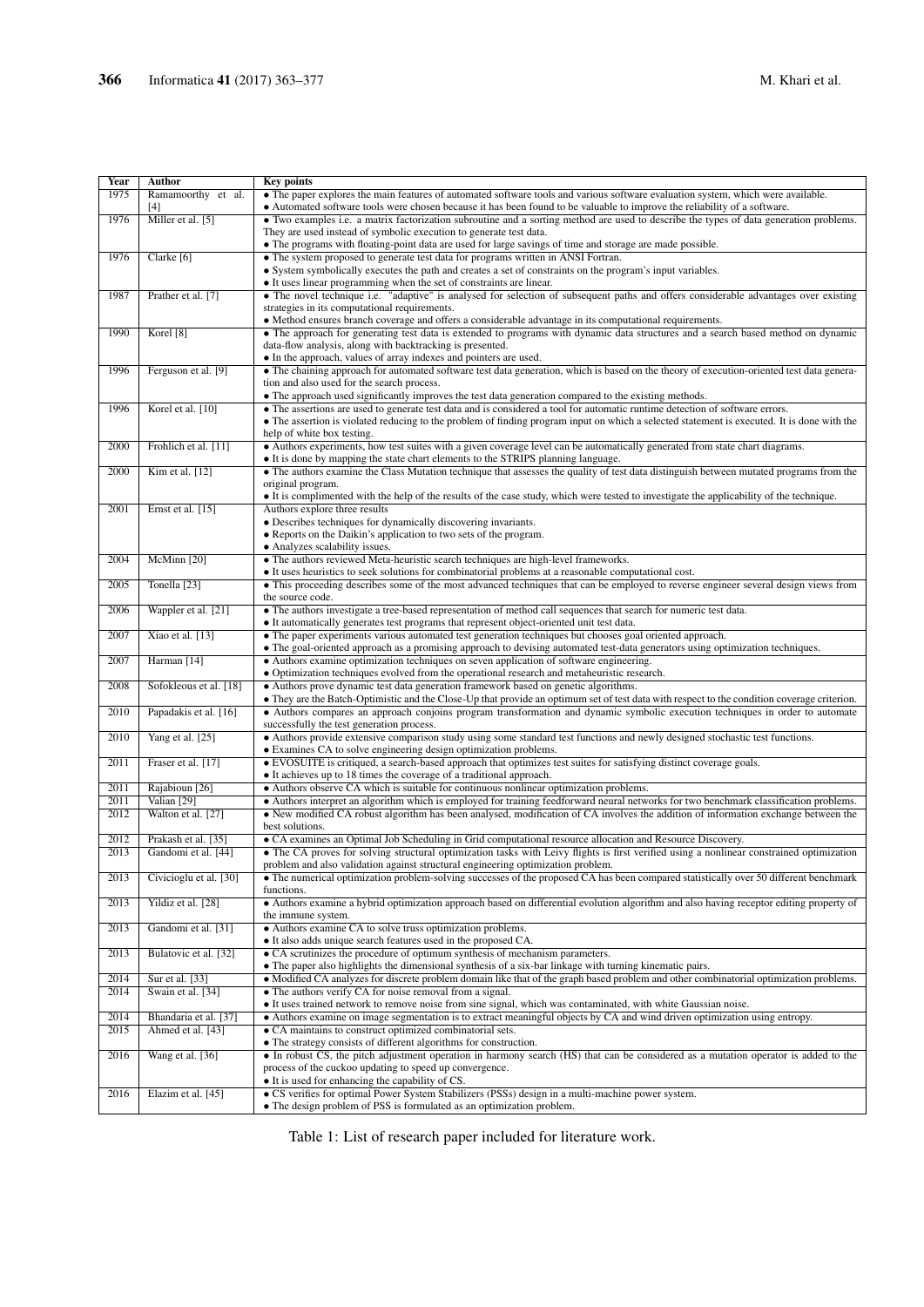| Year | Author | Key points |
|---|---|---|
| 1975 | Ramamoorthy et al. [4] | • The paper explores the main features of automated software tools and various software evaluation system, which were available.<br>• Automated software tools were chosen because it has been found to be valuable to improve the reliability of a software. |
| 1976 | Miller et al. [5] | • Two examples i.e. a matrix factorization subroutine and a sorting method are used to describe the types of data generation problems. They are used instead of symbolic execution to generate test data.<br>• The programs with floating-point data are used for large savings of time and storage are made possible. |
| 1976 | Clarke [6] | • The system proposed to generate test data for programs written in ANSI Fortran.<br>• System symbolically executes the path and creates a set of constraints on the program's input variables.<br>• It uses linear programming when the set of constraints are linear. |
| 1987 | Prather et al. [7] | • The novel technique i.e. "adaptive" is analysed for selection of subsequent paths and offers considerable advantages over existing strategies in its computational requirements.<br>• Method ensures branch coverage and offers a considerable advantage in its computational requirements. |
| 1990 | Korel [8] | • The approach for generating test data is extended to programs with dynamic data structures and a search based method on dynamic data-flow analysis, along with backtracking is presented.<br>• In the approach, values of array indexes and pointers are used. |
| 1996 | Ferguson et al. [9] | • The chaining approach for automated software test data generation, which is based on the theory of execution-oriented test data generation and also used for the search process.<br>• The approach used significantly improves the test data generation compared to the existing methods. |
| 1996 | Korel et al. [10] | • The assertions are used to generate test data and is considered a tool for automatic runtime detection of software errors.<br>• The assertion is violated reducing to the problem of finding program input on which a selected statement is executed. It is done with the help of white box testing. |
| 2000 | Frohlich et al. [11] | • Authors experiments, how test suites with a given coverage level can be automatically generated from state chart diagrams.<br>• It is done by mapping the state chart elements to the STRIPS planning language. |
| 2000 | Kim et al. [12] | • The authors examine the Class Mutation technique that assesses the quality of test data distinguish between mutated programs from the original program.<br>• It is complimented with the help of the results of the case study, which were tested to investigate the applicability of the technique. |
| 2001 | Ernst et al. [15] | Authors explore three results<br>• Describes techniques for dynamically discovering invariants.<br>• Reports on the Daikin's application to two sets of the program.<br>• Analyzes scalability issues. |
| 2004 | McMinn [20] | • The authors reviewed Meta-heuristic search techniques are high-level frameworks.<br>• It uses heuristics to seek solutions for combinatorial problems at a reasonable computational cost. |
| 2005 | Tonella [23] | • This proceeding describes some of the most advanced techniques that can be employed to reverse engineer several design views from the source code. |
| 2006 | Wappler et al. [21] | • The authors investigate a tree-based representation of method call sequences that search for numeric test data.<br>• It automatically generates test programs that represent object-oriented unit test data. |
| 2007 | Xiao et al. [13] | • The paper experiments various automated test generation techniques but chooses goal oriented approach.<br>• The goal-oriented approach as a promising approach to devising automated test-data generators using optimization techniques. |
| 2007 | Harman [14] | • Authors examine optimization techniques on seven application of software engineering.<br>• Optimization techniques evolved from the operational research and metaheuristic research. |
| 2008 | Sofokleous et al. [18] | • Authors prove dynamic test data generation framework based on genetic algorithms.<br>• They are the Batch-Optimistic and the Close-Up that provide an optimum set of test data with respect to the condition coverage criterion. |
| 2010 | Papadakis et al. [16] | • Authors compares an approach conjoins program transformation and dynamic symbolic execution techniques in order to automate successfully the test generation process. |
| 2010 | Yang et al. [25] | • Authors provide extensive comparison study using some standard test functions and newly designed stochastic test functions.<br>• Examines CA to solve engineering design optimization problems. |
| 2011 | Fraser et al. [17] | • EVOSUITE is critiqued, a search-based approach that optimizes test suites for satisfying distinct coverage goals.<br>• It achieves up to 18 times the coverage of a traditional approach. |
| 2011 | Rajabioun [26] | • Authors observe CA which is suitable for continuous nonlinear optimization problems. |
| 2011 | Valian [29] | • Authors interpret an algorithm which is employed for training feedforward neural networks for two benchmark classification problems. |
| 2012 | Walton et al. [27] | • New modified CA robust algorithm has been analysed, modification of CA involves the addition of information exchange between the best solutions. |
| 2012 | Prakash et al. [35] | • CA examines an Optimal Job Scheduling in Grid computational resource allocation and Resource Discovery. |
| 2013 | Gandomi et al. [44] | • The CA proves for solving structural optimization tasks with Leivy flights is first verified using a nonlinear constrained optimization problem and also validation against structural engineering optimization problem. |
| 2013 | Civicioglu et al. [30] | • The numerical optimization problem-solving successes of the proposed CA has been compared statistically over 50 different benchmark functions. |
| 2013 | Yildiz et al. [28] | • Authors examine a hybrid optimization approach based on differential evolution algorithm and also having receptor editing property of the immune system. |
| 2013 | Gandomi et al. [31] | • Authors examine CA to solve truss optimization problems.<br>• It also adds unique search features used in the proposed CA. |
| 2013 | Bulatovic et al. [32] | • CA scrutinizes the procedure of optimum synthesis of mechanism parameters.<br>• The paper also highlights the dimensional synthesis of a six-bar linkage with turning kinematic pairs. |
| 2014 | Sur et al. [33] | • Modified CA analyzes for discrete problem domain like that of the graph based problem and other combinatorial optimization problems. |
| 2014 | Swain et al. [34] | • The authors verify CA for noise removal from a signal.<br>• It uses trained network to remove noise from sine signal, which was contaminated, with white Gaussian noise. |
| 2014 | Bhandaria et al. [37] | • Authors examine on image segmentation is to extract meaningful objects by CA and wind driven optimization using entropy. |
| 2015 | Ahmed et al. [43] | • CA maintains to construct optimized combinatorial sets.<br>• The strategy consists of different algorithms for construction. |
| 2016 | Wang et al. [36] | • In robust CS, the pitch adjustment operation in harmony search (HS) that can be considered as a mutation operator is added to the process of the cuckoo updating to speed up convergence.<br>• It is used for enhancing the capability of CS. |
| 2016 | Elazim et al. [45] | • CS verifies for optimal Power System Stabilizers (PSSs) design in a multi-machine power system.<br>• The design problem of PSS is formulated as an optimization problem. |

Table 1: List of research paper included for literature work.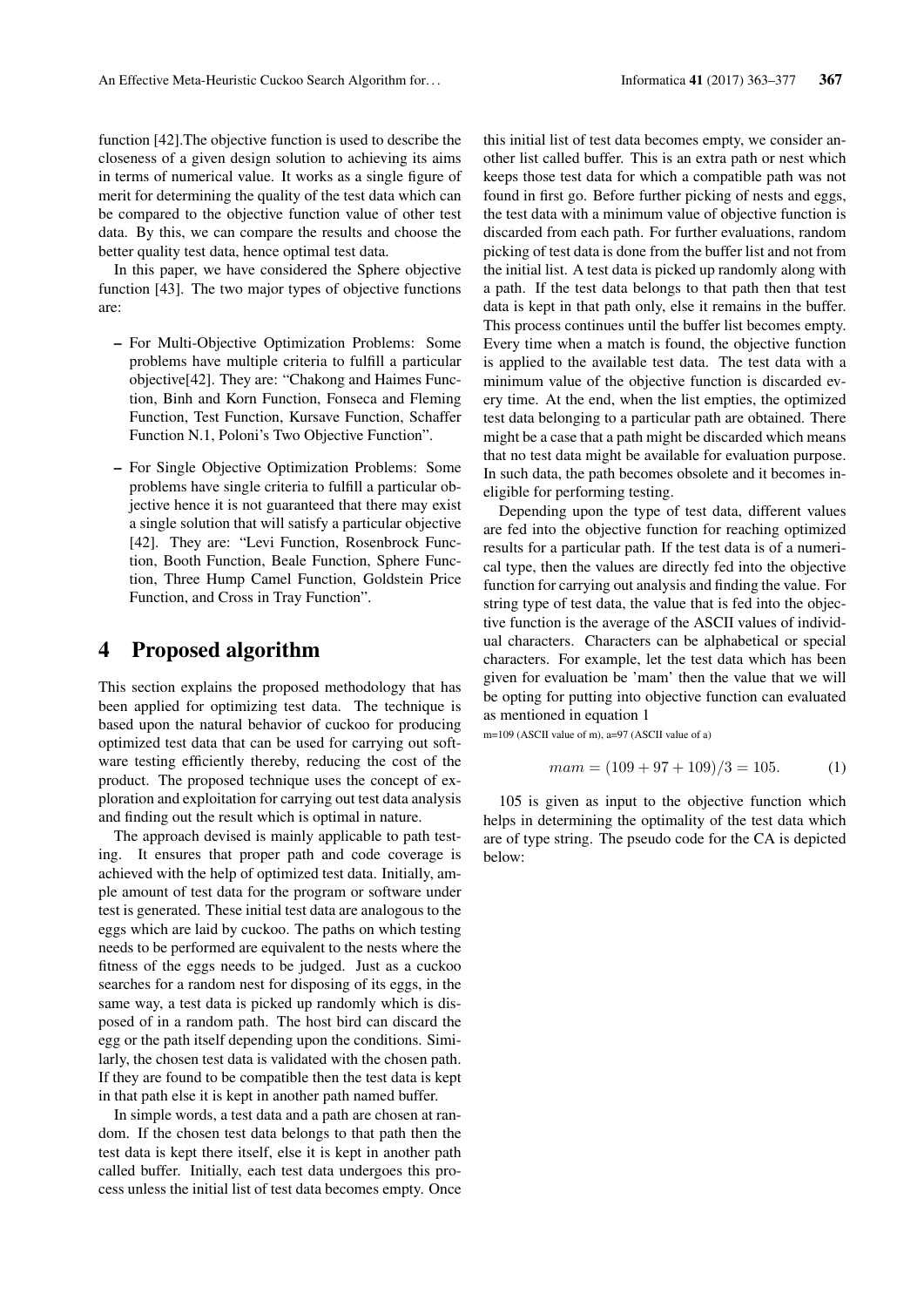function [42].The objective function is used to describe the closeness of a given design solution to achieving its aims in terms of numerical value. It works as a single figure of merit for determining the quality of the test data which can be compared to the objective function value of other test data. By this, we can compare the results and choose the better quality test data, hence optimal test data.

In this paper, we have considered the Sphere objective function [43]. The two major types of objective functions are:

- For Multi-Objective Optimization Problems: Some problems have multiple criteria to fulfill a particular objective[42]. They are: "Chakong and Haimes Function, Binh and Korn Function, Fonseca and Fleming Function, Test Function, Kursave Function, Schaffer Function N.1, Poloni's Two Objective Function".
- For Single Objective Optimization Problems: Some problems have single criteria to fulfill a particular objective hence it is not guaranteed that there may exist a single solution that will satisfy a particular objective [42]. They are: "Levi Function, Rosenbrock Function, Booth Function, Beale Function, Sphere Function, Three Hump Camel Function, Goldstein Price Function, and Cross in Tray Function".

# 4 Proposed algorithm

This section explains the proposed methodology that has been applied for optimizing test data. The technique is based upon the natural behavior of cuckoo for producing optimized test data that can be used for carrying out software testing efficiently thereby, reducing the cost of the product. The proposed technique uses the concept of exploration and exploitation for carrying out test data analysis and finding out the result which is optimal in nature.

The approach devised is mainly applicable to path testing. It ensures that proper path and code coverage is achieved with the help of optimized test data. Initially, ample amount of test data for the program or software under test is generated. These initial test data are analogous to the eggs which are laid by cuckoo. The paths on which testing needs to be performed are equivalent to the nests where the fitness of the eggs needs to be judged. Just as a cuckoo searches for a random nest for disposing of its eggs, in the same way, a test data is picked up randomly which is disposed of in a random path. The host bird can discard the egg or the path itself depending upon the conditions. Similarly, the chosen test data is validated with the chosen path. If they are found to be compatible then the test data is kept in that path else it is kept in another path named buffer.

In simple words, a test data and a path are chosen at random. If the chosen test data belongs to that path then the test data is kept there itself, else it is kept in another path called buffer. Initially, each test data undergoes this process unless the initial list of test data becomes empty. Once this initial list of test data becomes empty, we consider another list called buffer. This is an extra path or nest which keeps those test data for which a compatible path was not found in first go. Before further picking of nests and eggs, the test data with a minimum value of objective function is discarded from each path. For further evaluations, random picking of test data is done from the buffer list and not from the initial list. A test data is picked up randomly along with a path. If the test data belongs to that path then that test data is kept in that path only, else it remains in the buffer. This process continues until the buffer list becomes empty. Every time when a match is found, the objective function is applied to the available test data. The test data with a minimum value of the objective function is discarded every time. At the end, when the list empties, the optimized test data belonging to a particular path are obtained. There might be a case that a path might be discarded which means that no test data might be available for evaluation purpose. In such data, the path becomes obsolete and it becomes ineligible for performing testing.

Depending upon the type of test data, different values are fed into the objective function for reaching optimized results for a particular path. If the test data is of a numerical type, then the values are directly fed into the objective function for carrying out analysis and finding the value. For string type of test data, the value that is fed into the objective function is the average of the ASCII values of individual characters. Characters can be alphabetical or special characters. For example, let the test data which has been given for evaluation be 'mam' then the value that we will be opting for putting into objective function can evaluated as mentioned in equation 1

m=109 (ASCII value of m), a=97 (ASCII value of a)

$$mam = (109 + 97 + 109)/3 = 105. \tag{1}$$

105 is given as input to the objective function which helps in determining the optimality of the test data which are of type string. The pseudo code for the CA is depicted below: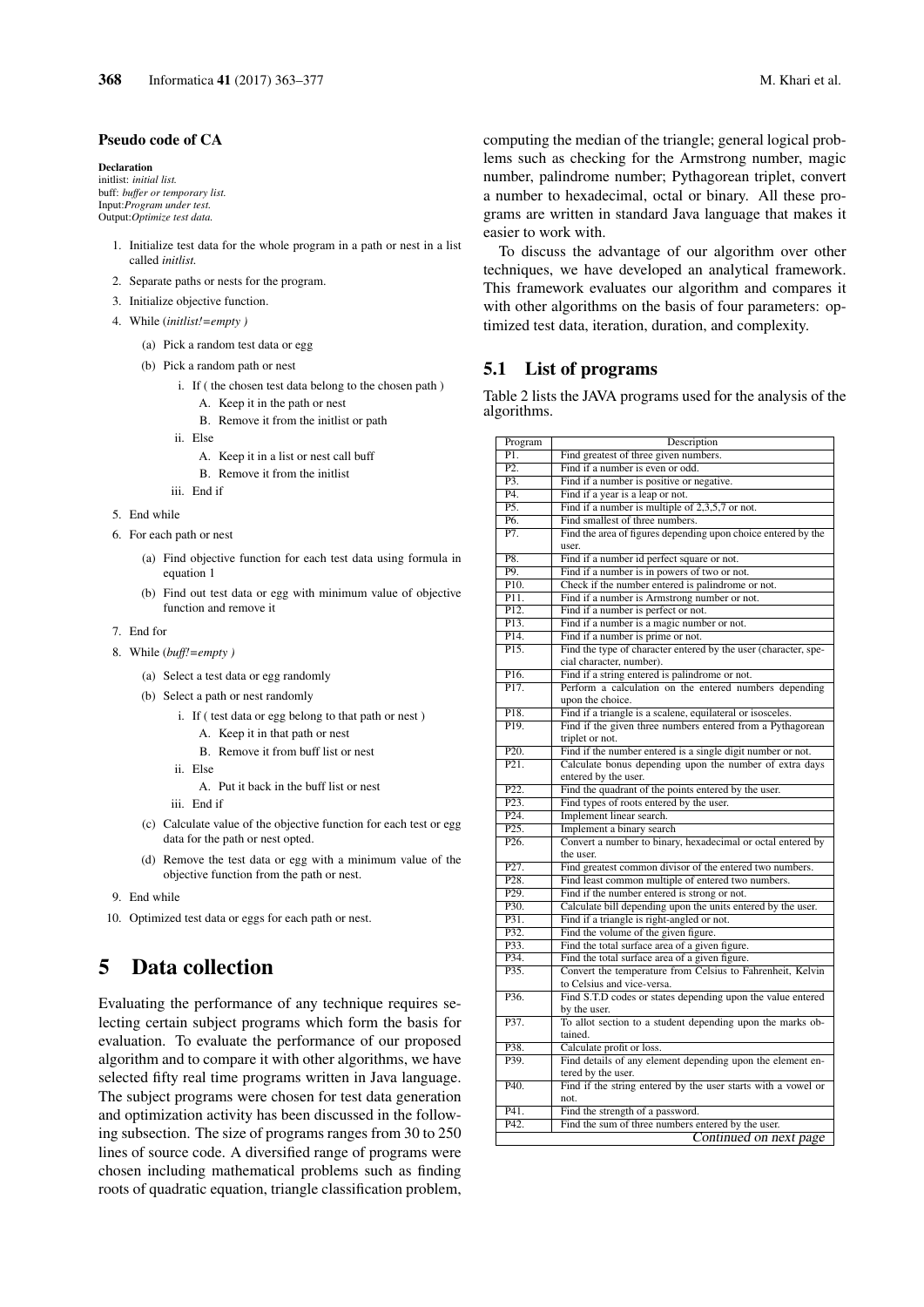#### Pseudo code of CA

**Declaration**
initlist: *initial list.*
buff: *buffer or temporary list.*
Input:*Program under test.*
Output:*Optimize test data.*

1. Initialize test data for the whole program in a path or nest in a list called *initlist.*
2. Separate paths or nests for the program.
3. Initialize objective function.
4. While (*initlist!=empty )*
   (a) Pick a random test data or egg
   (b) Pick a random path or nest
      i. If ( the chosen test data belong to the chosen path )
         A. Keep it in the path or nest
         B. Remove it from the initlist or path
      ii. Else
         A. Keep it in a list or nest call buff
         B. Remove it from the initlist
      iii. End if
5. End while
6. For each path or nest
   (a) Find objective function for each test data using formula in equation 1
   (b) Find out test data or egg with minimum value of objective function and remove it
7. End for
8. While (*buff!=empty )*
   (a) Select a test data or egg randomly
   (b) Select a path or nest randomly
      i. If ( test data or egg belong to that path or nest )
         A. Keep it in that path or nest
         B. Remove it from buff list or nest
      ii. Else
         A. Put it back in the buff list or nest
      iii. End if
   (c) Calculate value of the objective function for each test or egg data for the path or nest opted.
   (d) Remove the test data or egg with a minimum value of the objective function from the path or nest.
9. End while
10. Optimized test data or eggs for each path or nest.

# 5 Data collection

Evaluating the performance of any technique requires selecting certain subject programs which form the basis for evaluation. To evaluate the performance of our proposed algorithm and to compare it with other algorithms, we have selected fifty real time programs written in Java language. The subject programs were chosen for test data generation and optimization activity has been discussed in the following subsection. The size of programs ranges from 30 to 250 lines of source code. A diversified range of programs were chosen including mathematical problems such as finding roots of quadratic equation, triangle classification problem, computing the median of the triangle; general logical problems such as checking for the Armstrong number, magic number, palindrome number; Pythagorean triplet, convert a number to hexadecimal, octal or binary. All these programs are written in standard Java language that makes it easier to work with.

To discuss the advantage of our algorithm over other techniques, we have developed an analytical framework. This framework evaluates our algorithm and compares it with other algorithms on the basis of four parameters: optimized test data, iteration, duration, and complexity.

## 5.1 List of programs

Table 2 lists the JAVA programs used for the analysis of the algorithms.

| Program | Description |
|---|---|
| P1. | Find greatest of three given numbers. |
| P2. | Find if a number is even or odd. |
| P3. | Find if a number is positive or negative. |
| P4. | Find if a year is a leap or not. |
| P5. | Find if a number is multiple of 2,3,5,7 or not. |
| P6. | Find smallest of three numbers. |
| P7. | Find the area of figures depending upon choice entered by the user. |
| P8. | Find if a number id perfect square or not. |
| P9. | Find if a number is in powers of two or not. |
| P10. | Check if the number entered is palindrome or not. |
| P11. | Find if a number is Armstrong number or not. |
| P12. | Find if a number is perfect or not. |
| P13. | Find if a number is a magic number or not. |
| P14. | Find if a number is prime or not. |
| P15. | Find the type of character entered by the user (character, special character, number). |
| P16. | Find if a string entered is palindrome or not. |
| P17. | Perform a calculation on the entered numbers depending upon the choice. |
| P18. | Find if a triangle is a scalene, equilateral or isosceles. |
| P19. | Find if the given three numbers entered from a Pythagorean triplet or not. |
| P20. | Find if the number entered is a single digit number or not. |
| P21. | Calculate bonus depending upon the number of extra days entered by the user. |
| P22. | Find the quadrant of the points entered by the user. |
| P23. | Find types of roots entered by the user. |
| P24. | Implement linear search. |
| P25. | Implement a binary search |
| P26. | Convert a number to binary, hexadecimal or octal entered by the user. |
| P27. | Find greatest common divisor of the entered two numbers. |
| P28. | Find least common multiple of entered two numbers. |
| P29. | Find if the number entered is strong or not. |
| P30. | Calculate bill depending upon the units entered by the user. |
| P31. | Find if a triangle is right-angled or not. |
| P32. | Find the volume of the given figure. |
| P33. | Find the total surface area of a given figure. |
| P34. | Find the total surface area of a given figure. |
| P35. | Convert the temperature from Celsius to Fahrenheit, Kelvin to Celsius and vice-versa. |
| P36. | Find S.T.D codes or states depending upon the value entered by the user. |
| P37. | To allot section to a student depending upon the marks obtained. |
| P38. | Calculate profit or loss. |
| P39. | Find details of any element depending upon the element entered by the user. |
| P40. | Find if the string entered by the user starts with a vowel or not. |
| P41. | Find the strength of a password. |
| P42. | Find the sum of three numbers entered by the user. |
| | *Continued on next page* |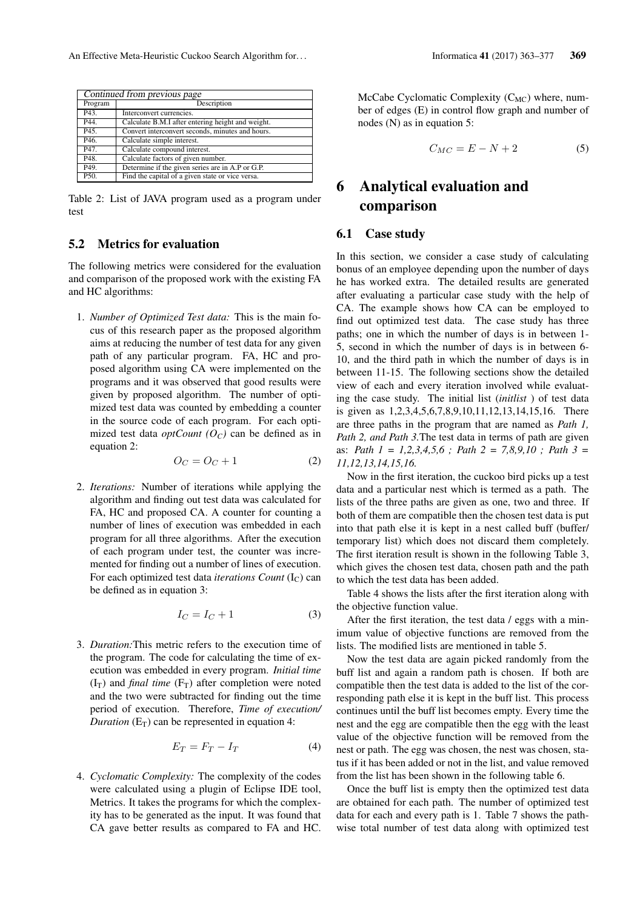| Program | Description |
|---|---|
| *Continued from previous page* | |
| P43. | Interconvert currencies. |
| P44. | Calculate B.M.I after entering height and weight. |
| P45. | Convert interconvert seconds, minutes and hours. |
| P46. | Calculate simple interest. |
| P47. | Calculate compound interest. |
| P48. | Calculate factors of given number. |
| P49. | Determine if the given series are in A.P or G.P. |
| P50. | Find the capital of a given state or vice versa. |

Table 2: List of JAVA program used as a program under test

### 5.2 Metrics for evaluation

The following metrics were considered for the evaluation and comparison of the proposed work with the existing FA and HC algorithms:

1. *Number of Optimized Test data:* This is the main focus of this research paper as the proposed algorithm aims at reducing the number of test data for any given path of any particular program. FA, HC and proposed algorithm using CA were implemented on the programs and it was observed that good results were given by proposed algorithm. The number of optimized test data was counted by embedding a counter in the source code of each program. For each optimized test data *optCount* ($O_C$) can be defined as in equation 2:

$$O_C = O_C + 1 \tag{2}$$

2. *Iterations:* Number of iterations while applying the algorithm and finding out test data was calculated for FA, HC and proposed CA. A counter for counting a number of lines of execution was embedded in each program for all three algorithms. After the execution of each program under test, the counter was incremented for finding out a number of lines of execution. For each optimized test data *iterations Count* ($I_C$) can be defined as in equation 3:

$$I_C = I_C + 1 \tag{3}$$

3. *Duration:* This metric refers to the execution time of the program. The code for calculating the time of execution was embedded in every program. *Initial time* ($I_T$) and *final time* ($F_T$) after completion were noted and the two were subtracted for finding out the time period of execution. Therefore, *Time of execution/ Duration* ($E_T$) can be represented in equation 4:

$$E_T = F_T - I_T \tag{4}$$

4. *Cyclomatic Complexity:* The complexity of the codes were calculated using a plugin of Eclipse IDE tool, Metrics. It takes the programs for which the complexity has to be generated as the input. It was found that CA gave better results as compared to FA and HC. McCabe Cyclomatic Complexity ($C_{MC}$) where, number of edges (E) in control flow graph and number of nodes (N) as in equation 5:

$$C_{MC} = E - N + 2 \tag{5}$$

## 6 Analytical evaluation and comparison

### 6.1 Case study

In this section, we consider a case study of calculating bonus of an employee depending upon the number of days he has worked extra. The detailed results are generated after evaluating a particular case study with the help of CA. The example shows how CA can be employed to find out optimized test data. The case study has three paths; one in which the number of days is in between 1-5, second in which the number of days is in between 6-10, and the third path in which the number of days is in between 11-15. The following sections show the detailed view of each and every iteration involved while evaluating the case study. The initial list (*initlist* ) of test data is given as 1,2,3,4,5,6,7,8,9,10,11,12,13,14,15,16. There are three paths in the program that are named as *Path 1, Path 2, and Path 3*.The test data in terms of path are given as: *Path 1 = 1,2,3,4,5,6 ; Path 2 = 7,8,9,10 ; Path 3 = 11,12,13,14,15,16.*

Now in the first iteration, the cuckoo bird picks up a test data and a particular nest which is termed as a path. The lists of the three paths are given as one, two and three. If both of them are compatible then the chosen test data is put into that path else it is kept in a nest called buff (buffer/ temporary list) which does not discard them completely. The first iteration result is shown in the following Table 3, which gives the chosen test data, chosen path and the path to which the test data has been added.

Table 4 shows the lists after the first iteration along with the objective function value.

After the first iteration, the test data / eggs with a minimum value of objective functions are removed from the lists. The modified lists are mentioned in table 5.

Now the test data are again picked randomly from the buff list and again a random path is chosen. If both are compatible then the test data is added to the list of the corresponding path else it is kept in the buff list. This process continues until the buff list becomes empty. Every time the nest and the egg are compatible then the egg with the least value of the objective function will be removed from the nest or path. The egg was chosen, the nest was chosen, status if it has been added or not in the list, and value removed from the list has been shown in the following table 6.

Once the buff list is empty then the optimized test data are obtained for each path. The number of optimized test data for each and every path is 1. Table 7 shows the path-wise total number of test data along with optimized test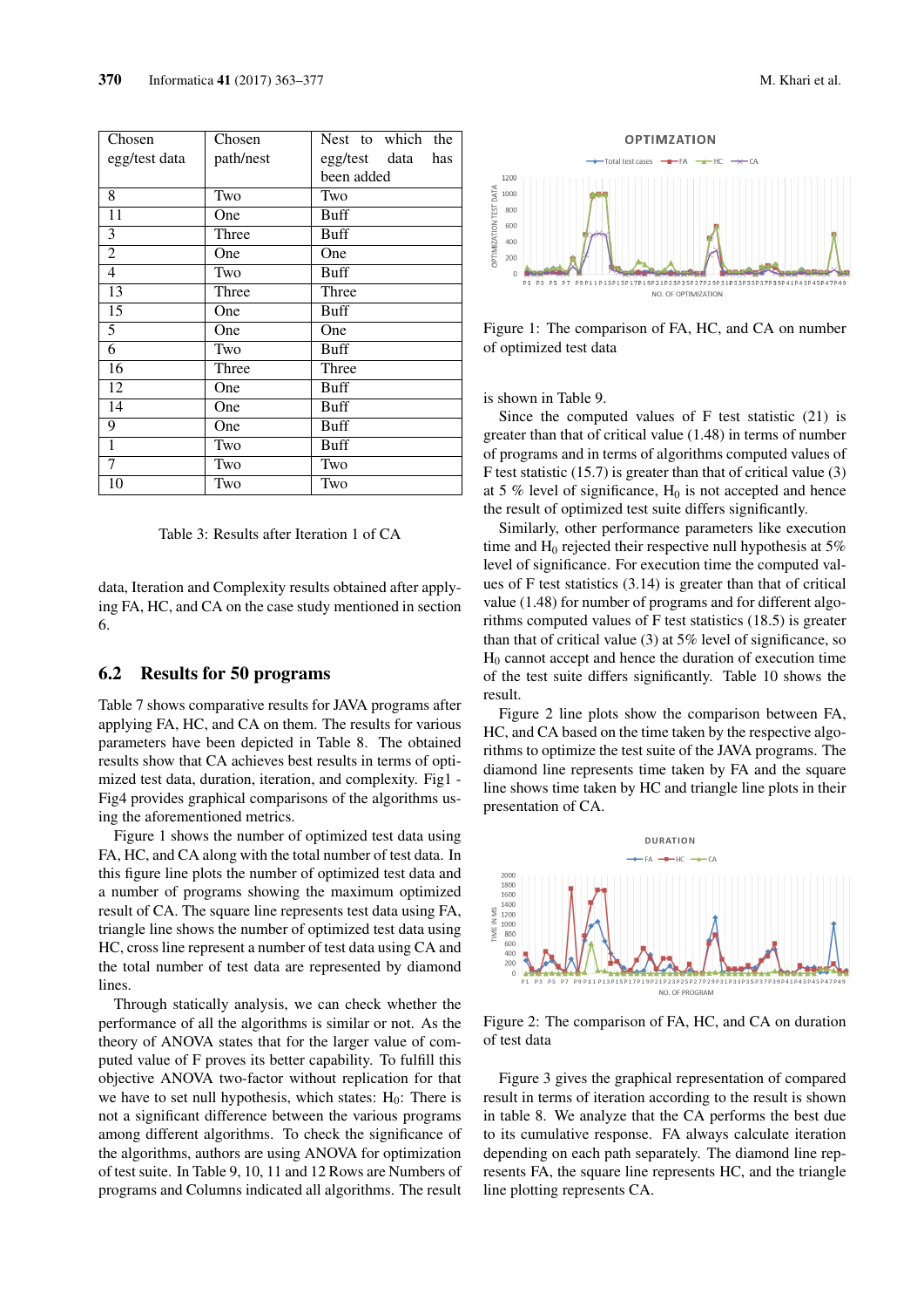| Chosen egg/test data | Chosen path/nest | Nest to which the egg/test data has been added |
|---|---|---|
| 8 | Two | Two |
| 11 | One | Buff |
| 3 | Three | Buff |
| 2 | One | One |
| 4 | Two | Buff |
| 13 | Three | Three |
| 15 | One | Buff |
| 5 | One | One |
| 6 | Two | Buff |
| 16 | Three | Three |
| 12 | One | Buff |
| 14 | One | Buff |
| 9 | One | Buff |
| 1 | Two | Buff |
| 7 | Two | Two |
| 10 | Two | Two |

Table 3: Results after Iteration 1 of CA

data, Iteration and Complexity results obtained after applying FA, HC, and CA on the case study mentioned in section 6.

## 6.2 Results for 50 programs

Table 7 shows comparative results for JAVA programs after applying FA, HC, and CA on them. The results for various parameters have been depicted in Table 8. The obtained results show that CA achieves best results in terms of optimized test data, duration, iteration, and complexity. Fig1 - Fig4 provides graphical comparisons of the algorithms using the aforementioned metrics.

Figure 1 shows the number of optimized test data using FA, HC, and CA along with the total number of test data. In this figure line plots the number of optimized test data and a number of programs showing the maximum optimized result of CA. The square line represents test data using FA, triangle line shows the number of optimized test data using HC, cross line represent a number of test data using CA and the total number of test data are represented by diamond lines.

Through statically analysis, we can check whether the performance of all the algorithms is similar or not. As the theory of ANOVA states that for the larger value of computed value of F proves its better capability. To fulfill this objective ANOVA two-factor without replication for that we have to set null hypothesis, which states: $H_0$: There is not a significant difference between the various programs among different algorithms. To check the significance of the algorithms, authors are using ANOVA for optimization of test suite. In Table 9, 10, 11 and 12 Rows are Numbers of programs and Columns indicated all algorithms. The result

OPTIMZATION

Total test cases — FA — HC — CA

OPTIMIZATION TEST DATA

1200
1000
800
600
400
200
0

P1 P3 P5 P7 P9 P11 P13 P15 P17 P19 P21 P23 P25 P27 P29 P31 P33 P35 P37 P39 P41 P43 P45 P47 P49

NO. OF OPTIMIZATION

Figure 1: The comparison of FA, HC, and CA on number of optimized test data

is shown in Table 9.

Since the computed values of F test statistic (21) is greater than that of critical value (1.48) in terms of number of programs and in terms of algorithms computed values of F test statistic (15.7) is greater than that of critical value (3) at 5 % level of significance, $H_0$ is not accepted and hence the result of optimized test suite differs significantly.

Similarly, other performance parameters like execution time and $H_0$ rejected their respective null hypothesis at 5% level of significance. For execution time the computed values of F test statistics (3.14) is greater than that of critical value (1.48) for number of programs and for different algorithms computed values of F test statistics (18.5) is greater than that of critical value (3) at 5% level of significance, so $H_0$ cannot accept and hence the duration of execution time of the test suite differs significantly. Table 10 shows the result.

Figure 2 line plots show the comparison between FA, HC, and CA based on the time taken by the respective algorithms to optimize the test suite of the JAVA programs. The diamond line represents time taken by FA and the square line shows time taken by HC and triangle line plots in their presentation of CA.

DURATION

FA — HC — CA

TIME IN MS

2000
1800
1600
1400
1200
1000
800
600
400
200
0

P1 P3 P5 P7 P9 P11 P13 P15 P17 P19 P21 P23 P25 P27 P29 P31 P33 P35 P37 P39 P41 P43 P45 P47 P49

NO. OF PROGRAM

Figure 2: The comparison of FA, HC, and CA on duration of test data

Figure 3 gives the graphical representation of compared result in terms of iteration according to the result is shown in table 8. We analyze that the CA performs the best due to its cumulative response. FA always calculate iteration depending on each path separately. The diamond line represents FA, the square line represents HC, and the triangle line plotting represents CA.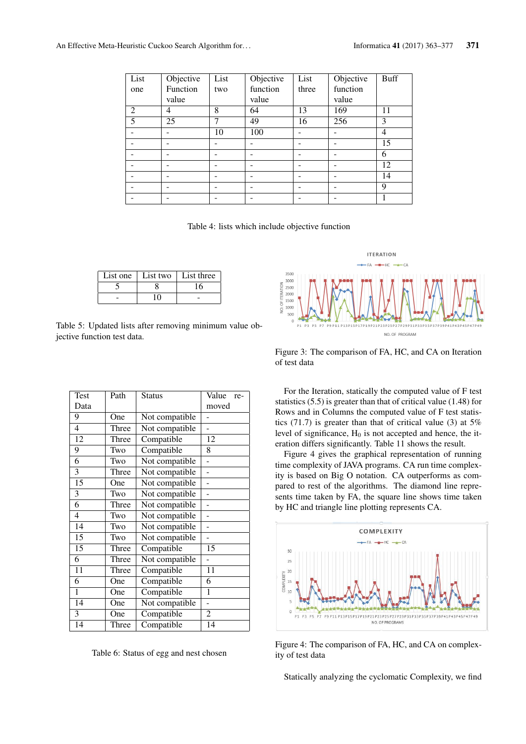| List one | Objective Function value | List two | Objective function value | List three | Objective function value | Buff |
|---|---|---|---|---|---|---|
| 2 | 4 | 8 | 64 | 13 | 169 | 11 |
| 5 | 25 | 7 | 49 | 16 | 256 | 3 |
| - | - | 10 | 100 | - | - | 4 |
| - | - | - | - | - | - | 15 |
| - | - | - | - | - | - | 6 |
| - | - | - | - | - | - | 12 |
| - | - | - | - | - | - | 14 |
| - | - | - | - | - | - | 9 |
| - | - | - | - | - | - | 1 |

Table 4: lists which include objective function

| List one | List two | List three |
|---|---|---|
| 5 | 8 | 16 |
| - | 10 | - |

Table 5: Updated lists after removing minimum value objective function test data.

ITERATION

FA HC CA

3500
3000
2500
2000
1500
1000
500
0

NO. OF ITERATION

P1 P3 P5 P7 P9 P11 P13 P15 P17 P19 P21 P23 P25 P27 P29 P31 P33 P35 P37 P39 P41 P43 P45 P47 P49

NO. OF PROGRAM

Figure 3: The comparison of FA, HC, and CA on Iteration of test data

| Test Data | Path | Status | Value removed |
|---|---|---|---|
| 9 | One | Not compatible | - |
| 4 | Three | Not compatible | - |
| 12 | Three | Compatible | 12 |
| 9 | Two | Compatible | 8 |
| 6 | Two | Not compatible | - |
| 3 | Three | Not compatible | - |
| 15 | One | Not compatible | - |
| 3 | Two | Not compatible | - |
| 6 | Three | Not compatible | - |
| 4 | Two | Not compatible | - |
| 14 | Two | Not compatible | - |
| 15 | Two | Not compatible | - |
| 15 | Three | Compatible | 15 |
| 6 | Three | Not compatible | - |
| 11 | Three | Compatible | 11 |
| 6 | One | Compatible | 6 |
| 1 | One | Compatible | 1 |
| 14 | One | Not compatible | - |
| 3 | One | Compatible | 2 |
| 14 | Three | Compatible | 14 |

Table 6: Status of egg and nest chosen

For the Iteration, statically the computed value of F test statistics (5.5) is greater than that of critical value (1.48) for Rows and in Columns the computed value of F test statistics (71.7) is greater than that of critical value (3) at 5% level of significance, $H_0$ is not accepted and hence, the iteration differs significantly. Table 11 shows the result.

Figure 4 gives the graphical representation of running time complexity of JAVA programs. CA run time complexity is based on Big O notation. CA outperforms as compared to rest of the algorithms. The diamond line represents time taken by FA, the square line shows time taken by HC and triangle line plotting represents CA.

COMPLEXITY

FA HC CA

30
25
20
15
10
5
0

COMPLEXITY

P1 P3 P5 P7 P9 P11 P13 P15 P17 P19 P21 P23 P25 P27 P29 P31 P33 P35 P37 P39 P41 P43 P45 P47 P49

NO. OF PROGRAMS

Figure 4: The comparison of FA, HC, and CA on complexity of test data

Statically analyzing the cyclomatic Complexity, we find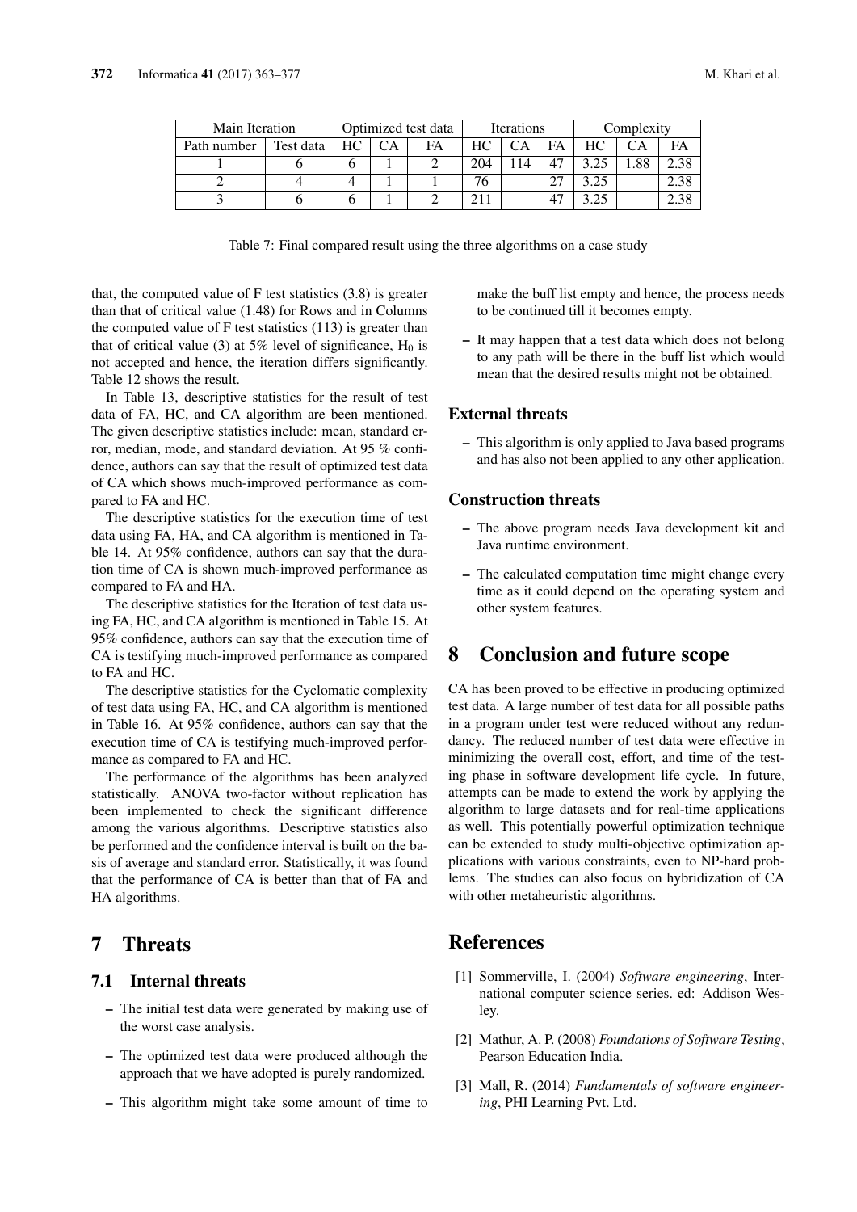| Main Iteration | | Optimized test data | | | Iterations | | | Complexity | | |
|---|---|---|---|---|---|---|---|---|---|---|
| Path number | Test data | HC | CA | FA | HC | CA | FA | HC | CA | FA |
| 1 | 6 | 6 | 1 | 2 | 204 | 114 | 47 | 3.25 | 1.88 | 2.38 |
| 2 | 4 | 4 | 1 | 1 | 76 | | 27 | 3.25 | | 2.38 |
| 3 | 6 | 6 | 1 | 2 | 211 | | 47 | 3.25 | | 2.38 |

Table 7: Final compared result using the three algorithms on a case study

that, the computed value of F test statistics (3.8) is greater than that of critical value (1.48) for Rows and in Columns the computed value of F test statistics (113) is greater than that of critical value (3) at 5% level of significance, $H_0$ is not accepted and hence, the iteration differs significantly. Table 12 shows the result.

In Table 13, descriptive statistics for the result of test data of FA, HC, and CA algorithm are been mentioned. The given descriptive statistics include: mean, standard error, median, mode, and standard deviation. At 95 % confidence, authors can say that the result of optimized test data of CA which shows much-improved performance as compared to FA and HC.

The descriptive statistics for the execution time of test data using FA, HA, and CA algorithm is mentioned in Table 14. At 95% confidence, authors can say that the duration time of CA is shown much-improved performance as compared to FA and HA.

The descriptive statistics for the Iteration of test data using FA, HC, and CA algorithm is mentioned in Table 15. At 95% confidence, authors can say that the execution time of CA is testifying much-improved performance as compared to FA and HC.

The descriptive statistics for the Cyclomatic complexity of test data using FA, HC, and CA algorithm is mentioned in Table 16. At 95% confidence, authors can say that the execution time of CA is testifying much-improved performance as compared to FA and HC.

The performance of the algorithms has been analyzed statistically. ANOVA two-factor without replication has been implemented to check the significant difference among the various algorithms. Descriptive statistics also be performed and the confidence interval is built on the basis of average and standard error. Statistically, it was found that the performance of CA is better than that of FA and HA algorithms.

# 7 Threats

## 7.1 Internal threats

- The initial test data were generated by making use of the worst case analysis.
- The optimized test data were produced although the approach that we have adopted is purely randomized.
- This algorithm might take some amount of time to make the buff list empty and hence, the process needs to be continued till it becomes empty.
- It may happen that a test data which does not belong to any path will be there in the buff list which would mean that the desired results might not be obtained.

### External threats

- This algorithm is only applied to Java based programs and has also not been applied to any other application.

### Construction threats

- The above program needs Java development kit and Java runtime environment.
- The calculated computation time might change every time as it could depend on the operating system and other system features.

# 8 Conclusion and future scope

CA has been proved to be effective in producing optimized test data. A large number of test data for all possible paths in a program under test were reduced without any redundancy. The reduced number of test data were effective in minimizing the overall cost, effort, and time of the testing phase in software development life cycle. In future, attempts can be made to extend the work by applying the algorithm to large datasets and for real-time applications as well. This potentially powerful optimization technique can be extended to study multi-objective optimization applications with various constraints, even to NP-hard problems. The studies can also focus on hybridization of CA with other metaheuristic algorithms.

# References

[1] Sommerville, I. (2004) *Software engineering*, International computer science series. ed: Addison Wesley.

[2] Mathur, A. P. (2008) *Foundations of Software Testing*, Pearson Education India.

[3] Mall, R. (2014) *Fundamentals of software engineering*, PHI Learning Pvt. Ltd.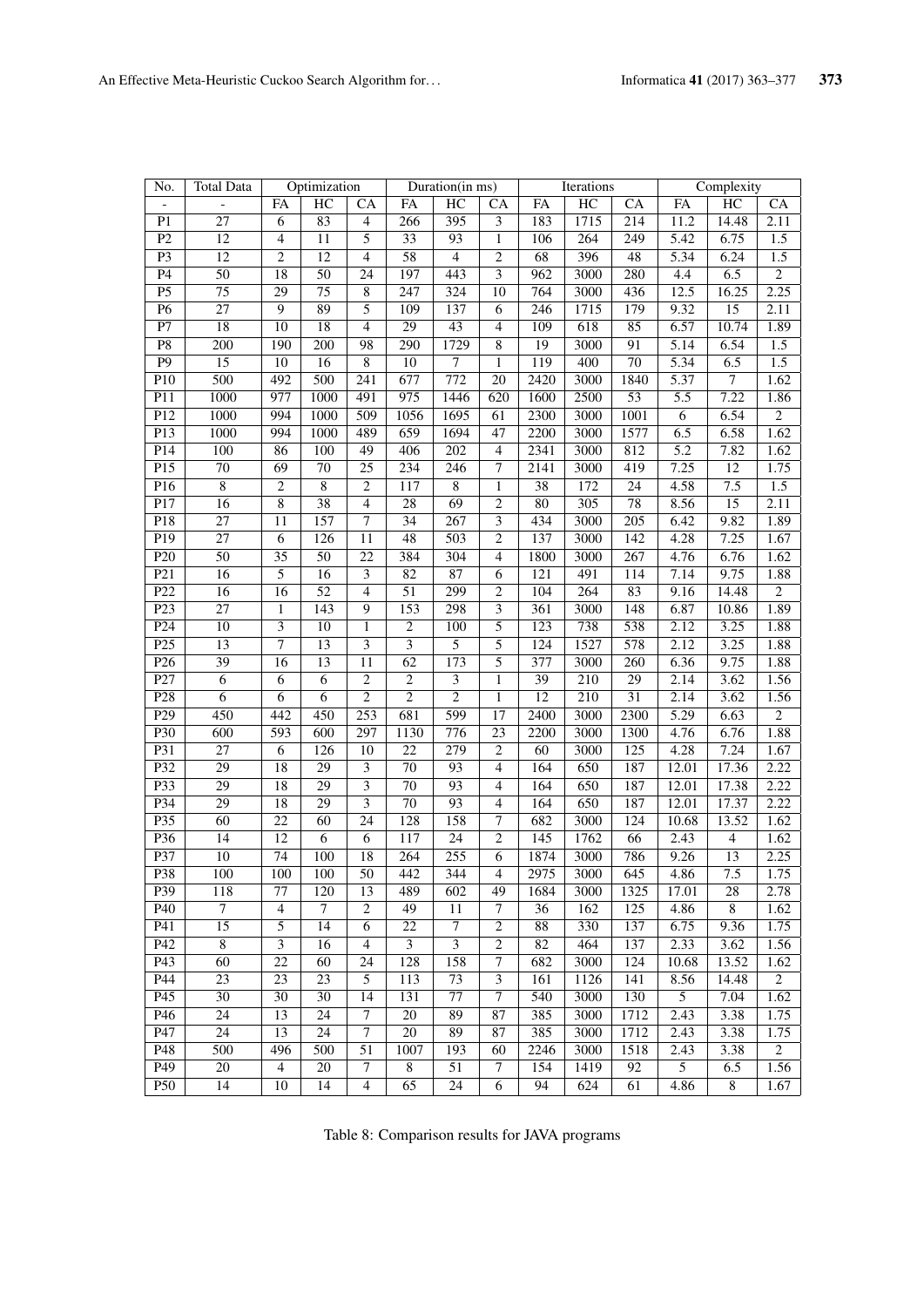| No. | Total Data | Optimization | | | Duration(in ms) | | | Iterations | | | Complexity | | |
|---|---|---|---|---|---|---|---|---|---|---|---|---|---|
| - | - | FA | HC | CA | FA | HC | CA | FA | HC | CA | FA | HC | CA |
| P1 | 27 | 6 | 83 | 4 | 266 | 395 | 3 | 183 | 1715 | 214 | 11.2 | 14.48 | 2.11 |
| P2 | 12 | 4 | 11 | 5 | 33 | 93 | 1 | 106 | 264 | 249 | 5.42 | 6.75 | 1.5 |
| P3 | 12 | 2 | 12 | 4 | 58 | 4 | 2 | 68 | 396 | 48 | 5.34 | 6.24 | 1.5 |
| P4 | 50 | 18 | 50 | 24 | 197 | 443 | 3 | 962 | 3000 | 280 | 4.4 | 6.5 | 2 |
| P5 | 75 | 29 | 75 | 8 | 247 | 324 | 10 | 764 | 3000 | 436 | 12.5 | 16.25 | 2.25 |
| P6 | 27 | 9 | 89 | 5 | 109 | 137 | 6 | 246 | 1715 | 179 | 9.32 | 15 | 2.11 |
| P7 | 18 | 10 | 18 | 4 | 29 | 43 | 4 | 109 | 618 | 85 | 6.57 | 10.74 | 1.89 |
| P8 | 200 | 190 | 200 | 98 | 290 | 1729 | 8 | 19 | 3000 | 91 | 5.14 | 6.54 | 1.5 |
| P9 | 15 | 10 | 16 | 8 | 10 | 7 | 1 | 119 | 400 | 70 | 5.34 | 6.5 | 1.5 |
| P10 | 500 | 492 | 500 | 241 | 677 | 772 | 20 | 2420 | 3000 | 1840 | 5.37 | 7 | 1.62 |
| P11 | 1000 | 977 | 1000 | 491 | 975 | 1446 | 620 | 1600 | 2500 | 53 | 5.5 | 7.22 | 1.86 |
| P12 | 1000 | 994 | 1000 | 509 | 1056 | 1695 | 61 | 2300 | 3000 | 1001 | 6 | 6.54 | 2 |
| P13 | 1000 | 994 | 1000 | 489 | 659 | 1694 | 47 | 2200 | 3000 | 1577 | 6.5 | 6.58 | 1.62 |
| P14 | 100 | 86 | 100 | 49 | 406 | 202 | 4 | 2341 | 3000 | 812 | 5.2 | 7.82 | 1.62 |
| P15 | 70 | 69 | 70 | 25 | 234 | 246 | 7 | 2141 | 3000 | 419 | 7.25 | 12 | 1.75 |
| P16 | 8 | 2 | 8 | 2 | 117 | 8 | 1 | 38 | 172 | 24 | 4.58 | 7.5 | 1.5 |
| P17 | 16 | 8 | 38 | 4 | 28 | 69 | 2 | 80 | 305 | 78 | 8.56 | 15 | 2.11 |
| P18 | 27 | 11 | 157 | 7 | 34 | 267 | 3 | 434 | 3000 | 205 | 6.42 | 9.82 | 1.89 |
| P19 | 27 | 6 | 126 | 11 | 48 | 503 | 2 | 137 | 3000 | 142 | 4.28 | 7.25 | 1.67 |
| P20 | 50 | 35 | 50 | 22 | 384 | 304 | 4 | 1800 | 3000 | 267 | 4.76 | 6.76 | 1.62 |
| P21 | 16 | 5 | 16 | 3 | 82 | 87 | 6 | 121 | 491 | 114 | 7.14 | 9.75 | 1.88 |
| P22 | 16 | 16 | 52 | 4 | 51 | 299 | 2 | 104 | 264 | 83 | 9.16 | 14.48 | 2 |
| P23 | 27 | 1 | 143 | 9 | 153 | 298 | 3 | 361 | 3000 | 148 | 6.87 | 10.86 | 1.89 |
| P24 | 10 | 3 | 10 | 1 | 2 | 100 | 5 | 123 | 738 | 538 | 2.12 | 3.25 | 1.88 |
| P25 | 13 | 7 | 13 | 3 | 3 | 5 | 5 | 124 | 1527 | 578 | 2.12 | 3.25 | 1.88 |
| P26 | 39 | 16 | 13 | 11 | 62 | 173 | 5 | 377 | 3000 | 260 | 6.36 | 9.75 | 1.88 |
| P27 | 6 | 6 | 6 | 2 | 2 | 3 | 1 | 39 | 210 | 29 | 2.14 | 3.62 | 1.56 |
| P28 | 6 | 6 | 6 | 2 | 2 | 2 | 1 | 12 | 210 | 31 | 2.14 | 3.62 | 1.56 |
| P29 | 450 | 442 | 450 | 253 | 681 | 599 | 17 | 2400 | 3000 | 2300 | 5.29 | 6.63 | 2 |
| P30 | 600 | 593 | 600 | 297 | 1130 | 776 | 23 | 2200 | 3000 | 1300 | 4.76 | 6.76 | 1.88 |
| P31 | 27 | 6 | 126 | 10 | 22 | 279 | 2 | 60 | 3000 | 125 | 4.28 | 7.24 | 1.67 |
| P32 | 29 | 18 | 29 | 3 | 70 | 93 | 4 | 164 | 650 | 187 | 12.01 | 17.36 | 2.22 |
| P33 | 29 | 18 | 29 | 3 | 70 | 93 | 4 | 164 | 650 | 187 | 12.01 | 17.38 | 2.22 |
| P34 | 29 | 18 | 29 | 3 | 70 | 93 | 4 | 164 | 650 | 187 | 12.01 | 17.37 | 2.22 |
| P35 | 60 | 22 | 60 | 24 | 128 | 158 | 7 | 682 | 3000 | 124 | 10.68 | 13.52 | 1.62 |
| P36 | 14 | 12 | 6 | 6 | 117 | 24 | 2 | 145 | 1762 | 66 | 2.43 | 4 | 1.62 |
| P37 | 10 | 74 | 100 | 18 | 264 | 255 | 6 | 1874 | 3000 | 786 | 9.26 | 13 | 2.25 |
| P38 | 100 | 100 | 100 | 50 | 442 | 344 | 4 | 2975 | 3000 | 645 | 4.86 | 7.5 | 1.75 |
| P39 | 118 | 77 | 120 | 13 | 489 | 602 | 49 | 1684 | 3000 | 1325 | 17.01 | 28 | 2.78 |
| P40 | 7 | 4 | 7 | 2 | 49 | 11 | 7 | 36 | 162 | 125 | 4.86 | 8 | 1.62 |
| P41 | 15 | 5 | 14 | 6 | 22 | 7 | 2 | 88 | 330 | 137 | 6.75 | 9.36 | 1.75 |
| P42 | 8 | 3 | 16 | 4 | 3 | 3 | 2 | 82 | 464 | 137 | 2.33 | 3.62 | 1.56 |
| P43 | 60 | 22 | 60 | 24 | 128 | 158 | 7 | 682 | 3000 | 124 | 10.68 | 13.52 | 1.62 |
| P44 | 23 | 23 | 23 | 5 | 113 | 73 | 3 | 161 | 1126 | 141 | 8.56 | 14.48 | 2 |
| P45 | 30 | 30 | 30 | 14 | 131 | 77 | 7 | 540 | 3000 | 130 | 5 | 7.04 | 1.62 |
| P46 | 24 | 13 | 24 | 7 | 20 | 89 | 87 | 385 | 3000 | 1712 | 2.43 | 3.38 | 1.75 |
| P47 | 24 | 13 | 24 | 7 | 20 | 89 | 87 | 385 | 3000 | 1712 | 2.43 | 3.38 | 1.75 |
| P48 | 500 | 496 | 500 | 51 | 1007 | 193 | 60 | 2246 | 3000 | 1518 | 2.43 | 3.38 | 2 |
| P49 | 20 | 4 | 20 | 7 | 8 | 51 | 7 | 154 | 1419 | 92 | 5 | 6.5 | 1.56 |
| P50 | 14 | 10 | 14 | 4 | 65 | 24 | 6 | 94 | 624 | 61 | 4.86 | 8 | 1.67 |

Table 8: Comparison results for JAVA programs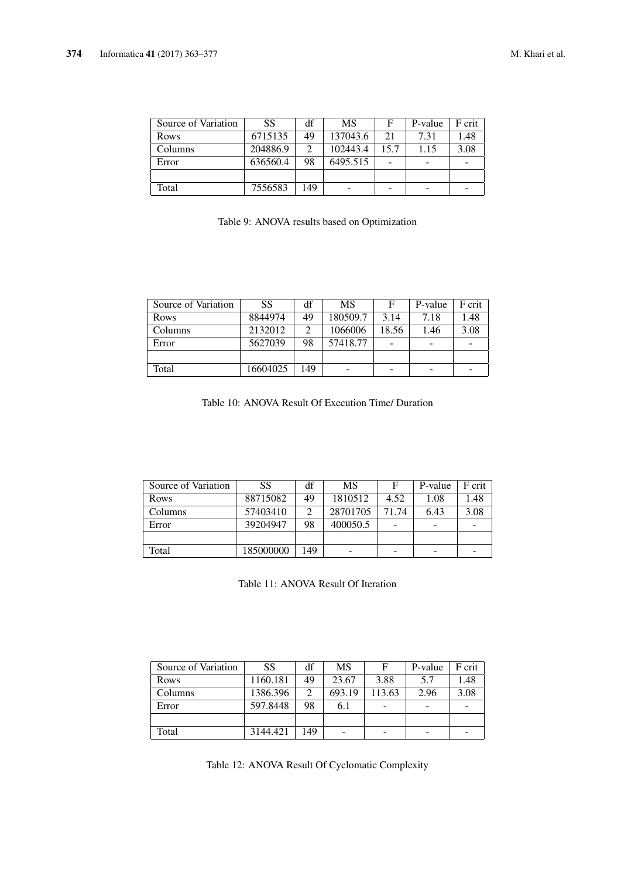| Source of Variation | SS | df | MS | F | P-value | F crit |
|---|---|---|---|---|---|---|
| Rows | 6715135 | 49 | 137043.6 | 21 | 7.31 | 1.48 |
| Columns | 204886.9 | 2 | 102443.4 | 15.7 | 1.15 | 3.08 |
| Error | 636560.4 | 98 | 6495.515 | - | - | - |
| | | | | | | |
| Total | 7556583 | 149 | - | - | - | - |

Table 9: ANOVA results based on Optimization

| Source of Variation | SS | df | MS | F | P-value | F crit |
|---|---|---|---|---|---|---|
| Rows | 8844974 | 49 | 180509.7 | 3.14 | 7.18 | 1.48 |
| Columns | 2132012 | 2 | 1066006 | 18.56 | 1.46 | 3.08 |
| Error | 5627039 | 98 | 57418.77 | - | - | - |
| | | | | | | |
| Total | 16604025 | 149 | - | - | - | - |

Table 10: ANOVA Result Of Execution Time/ Duration

| Source of Variation | SS | df | MS | F | P-value | F crit |
|---|---|---|---|---|---|---|
| Rows | 88715082 | 49 | 1810512 | 4.52 | 1.08 | 1.48 |
| Columns | 57403410 | 2 | 28701705 | 71.74 | 6.43 | 3.08 |
| Error | 39204947 | 98 | 400050.5 | - | - | - |
| | | | | | | |
| Total | 185000000 | 149 | - | - | - | - |

Table 11: ANOVA Result Of Iteration

| Source of Variation | SS | df | MS | F | P-value | F crit |
|---|---|---|---|---|---|---|
| Rows | 1160.181 | 49 | 23.67 | 3.88 | 5.7 | 1.48 |
| Columns | 1386.396 | 2 | 693.19 | 113.63 | 2.96 | 3.08 |
| Error | 597.8448 | 98 | 6.1 | - | - | - |
| | | | | | | |
| Total | 3144.421 | 149 | - | - | - | - |

Table 12: ANOVA Result Of Cyclomatic Complexity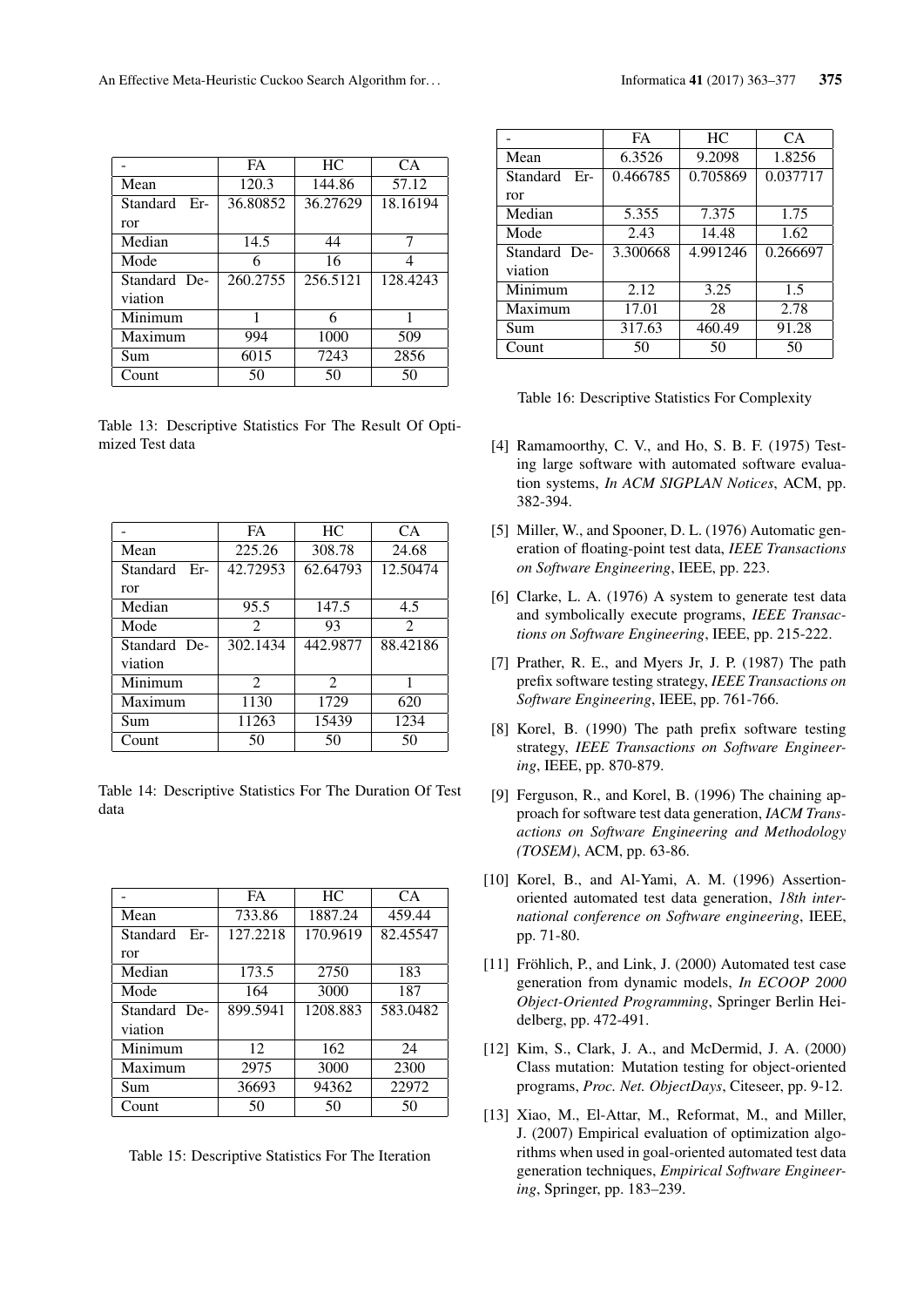| - | FA | HC | CA |
|---|---|---|---|
| Mean | 120.3 | 144.86 | 57.12 |
| Standard Error | 36.80852 | 36.27629 | 18.16194 |
| Median | 14.5 | 44 | 7 |
| Mode | 6 | 16 | 4 |
| Standard Deviation | 260.2755 | 256.5121 | 128.4243 |
| Minimum | 1 | 6 | 1 |
| Maximum | 994 | 1000 | 509 |
| Sum | 6015 | 7243 | 2856 |
| Count | 50 | 50 | 50 |

Table 13: Descriptive Statistics For The Result Of Optimized Test data

| - | FA | HC | CA |
|---|---|---|---|
| Mean | 225.26 | 308.78 | 24.68 |
| Standard Error | 42.72953 | 62.64793 | 12.50474 |
| Median | 95.5 | 147.5 | 4.5 |
| Mode | 2 | 93 | 2 |
| Standard Deviation | 302.1434 | 442.9877 | 88.42186 |
| Minimum | 2 | 2 | 1 |
| Maximum | 1130 | 1729 | 620 |
| Sum | 11263 | 15439 | 1234 |
| Count | 50 | 50 | 50 |

Table 14: Descriptive Statistics For The Duration Of Test data

| - | FA | HC | CA |
|---|---|---|---|
| Mean | 733.86 | 1887.24 | 459.44 |
| Standard Error | 127.2218 | 170.9619 | 82.45547 |
| Median | 173.5 | 2750 | 183 |
| Mode | 164 | 3000 | 187 |
| Standard Deviation | 899.5941 | 1208.883 | 583.0482 |
| Minimum | 12 | 162 | 24 |
| Maximum | 2975 | 3000 | 2300 |
| Sum | 36693 | 94362 | 22972 |
| Count | 50 | 50 | 50 |

Table 15: Descriptive Statistics For The Iteration

| - | FA | HC | CA |
|---|---|---|---|
| Mean | 6.3526 | 9.2098 | 1.8256 |
| Standard Error | 0.466785 | 0.705869 | 0.037717 |
| Median | 5.355 | 7.375 | 1.75 |
| Mode | 2.43 | 14.48 | 1.62 |
| Standard Deviation | 3.300668 | 4.991246 | 0.266697 |
| Minimum | 2.12 | 3.25 | 1.5 |
| Maximum | 17.01 | 28 | 2.78 |
| Sum | 317.63 | 460.49 | 91.28 |
| Count | 50 | 50 | 50 |

Table 16: Descriptive Statistics For Complexity

[4] Ramamoorthy, C. V., and Ho, S. B. F. (1975) Testing large software with automated software evaluation systems, *In ACM SIGPLAN Notices*, ACM, pp. 382-394.

[5] Miller, W., and Spooner, D. L. (1976) Automatic generation of floating-point test data, *IEEE Transactions on Software Engineering*, IEEE, pp. 223.

[6] Clarke, L. A. (1976) A system to generate test data and symbolically execute programs, *IEEE Transactions on Software Engineering*, IEEE, pp. 215-222.

[7] Prather, R. E., and Myers Jr, J. P. (1987) The path prefix software testing strategy, *IEEE Transactions on Software Engineering*, IEEE, pp. 761-766.

[8] Korel, B. (1990) The path prefix software testing strategy, *IEEE Transactions on Software Engineering*, IEEE, pp. 870-879.

[9] Ferguson, R., and Korel, B. (1996) The chaining approach for software test data generation, *IACM Transactions on Software Engineering and Methodology (TOSEM)*, ACM, pp. 63-86.

[10] Korel, B., and Al-Yami, A. M. (1996) Assertion-oriented automated test data generation, *18th international conference on Software engineering*, IEEE, pp. 71-80.

[11] Fröhlich, P., and Link, J. (2000) Automated test case generation from dynamic models, *In ECOOP 2000 Object-Oriented Programming*, Springer Berlin Heidelberg, pp. 472-491.

[12] Kim, S., Clark, J. A., and McDermid, J. A. (2000) Class mutation: Mutation testing for object-oriented programs, *Proc. Net. ObjectDays*, Citeseer, pp. 9-12.

[13] Xiao, M., El-Attar, M., Reformat, M., and Miller, J. (2007) Empirical evaluation of optimization algorithms when used in goal-oriented automated test data generation techniques, *Empirical Software Engineering*, Springer, pp. 183–239.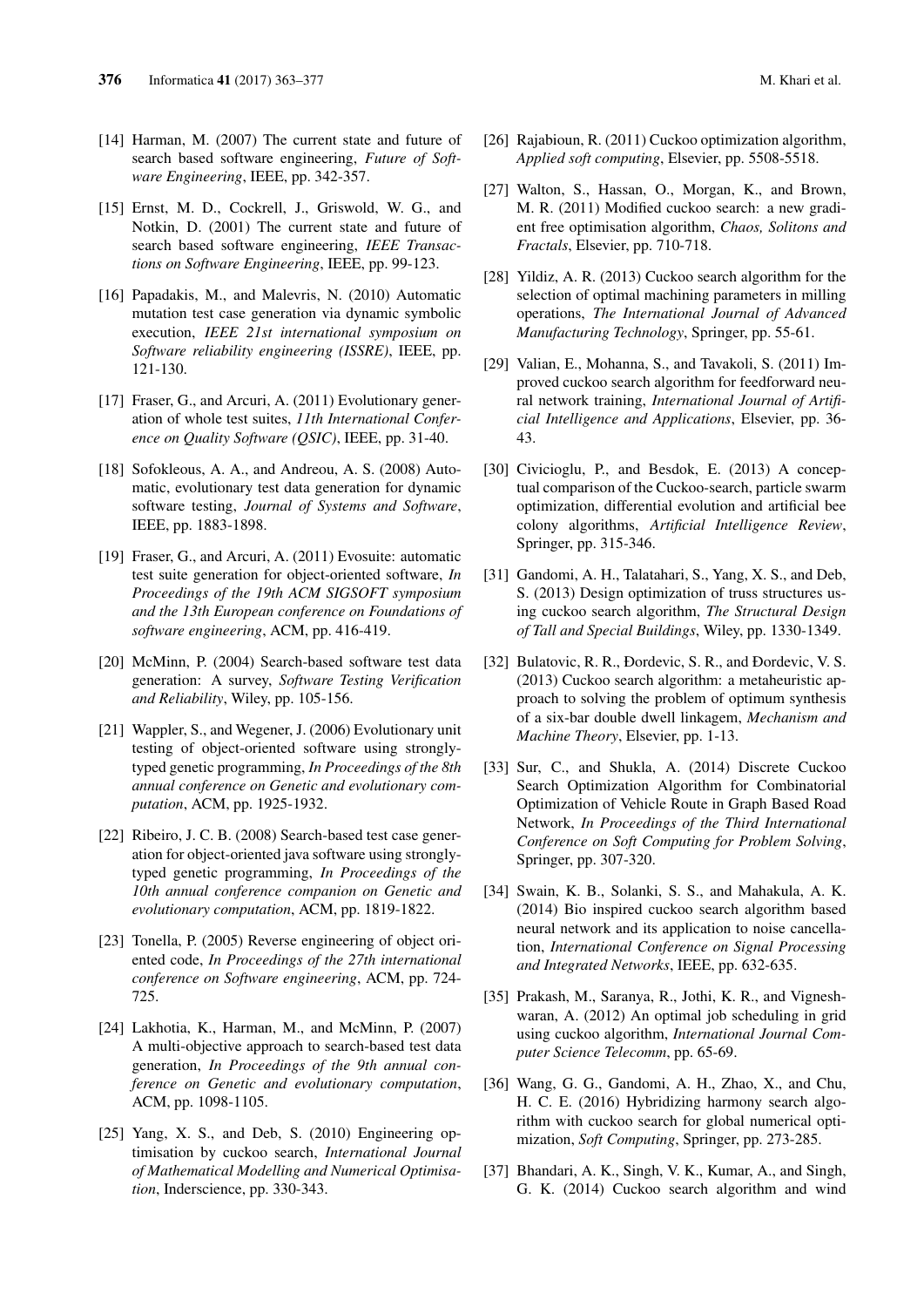[14] Harman, M. (2007) The current state and future of search based software engineering, *Future of Software Engineering*, IEEE, pp. 342-357.

[15] Ernst, M. D., Cockrell, J., Griswold, W. G., and Notkin, D. (2001) The current state and future of search based software engineering, *IEEE Transactions on Software Engineering*, IEEE, pp. 99-123.

[16] Papadakis, M., and Malevris, N. (2010) Automatic mutation test case generation via dynamic symbolic execution, *IEEE 21st international symposium on Software reliability engineering (ISSRE)*, IEEE, pp. 121-130.

[17] Fraser, G., and Arcuri, A. (2011) Evolutionary generation of whole test suites, *11th International Conference on Quality Software (QSIC)*, IEEE, pp. 31-40.

[18] Sofokleous, A. A., and Andreou, A. S. (2008) Automatic, evolutionary test data generation for dynamic software testing, *Journal of Systems and Software*, IEEE, pp. 1883-1898.

[19] Fraser, G., and Arcuri, A. (2011) Evosuite: automatic test suite generation for object-oriented software, *In Proceedings of the 19th ACM SIGSOFT symposium and the 13th European conference on Foundations of software engineering*, ACM, pp. 416-419.

[20] McMinn, P. (2004) Search-based software test data generation: A survey, *Software Testing Verification and Reliability*, Wiley, pp. 105-156.

[21] Wappler, S., and Wegener, J. (2006) Evolutionary unit testing of object-oriented software using strongly-typed genetic programming, *In Proceedings of the 8th annual conference on Genetic and evolutionary computation*, ACM, pp. 1925-1932.

[22] Ribeiro, J. C. B. (2008) Search-based test case generation for object-oriented java software using strongly-typed genetic programming, *In Proceedings of the 10th annual conference companion on Genetic and evolutionary computation*, ACM, pp. 1819-1822.

[23] Tonella, P. (2005) Reverse engineering of object oriented code, *In Proceedings of the 27th international conference on Software engineering*, ACM, pp. 724-725.

[24] Lakhotia, K., Harman, M., and McMinn, P. (2007) A multi-objective approach to search-based test data generation, *In Proceedings of the 9th annual conference on Genetic and evolutionary computation*, ACM, pp. 1098-1105.

[25] Yang, X. S., and Deb, S. (2010) Engineering optimisation by cuckoo search, *International Journal of Mathematical Modelling and Numerical Optimisation*, Inderscience, pp. 330-343.

[26] Rajabioun, R. (2011) Cuckoo optimization algorithm, *Applied soft computing*, Elsevier, pp. 5508-5518.

[27] Walton, S., Hassan, O., Morgan, K., and Brown, M. R. (2011) Modified cuckoo search: a new gradient free optimisation algorithm, *Chaos, Solitons and Fractals*, Elsevier, pp. 710-718.

[28] Yildiz, A. R. (2013) Cuckoo search algorithm for the selection of optimal machining parameters in milling operations, *The International Journal of Advanced Manufacturing Technology*, Springer, pp. 55-61.

[29] Valian, E., Mohanna, S., and Tavakoli, S. (2011) Improved cuckoo search algorithm for feedforward neural network training, *International Journal of Artificial Intelligence and Applications*, Elsevier, pp. 36-43.

[30] Civicioglu, P., and Besdok, E. (2013) A conceptual comparison of the Cuckoo-search, particle swarm optimization, differential evolution and artificial bee colony algorithms, *Artificial Intelligence Review*, Springer, pp. 315-346.

[31] Gandomi, A. H., Talatahari, S., Yang, X. S., and Deb, S. (2013) Design optimization of truss structures using cuckoo search algorithm, *The Structural Design of Tall and Special Buildings*, Wiley, pp. 1330-1349.

[32] Bulatovic, R. R., Đordevic, S. R., and Đordevic, V. S. (2013) Cuckoo search algorithm: a metaheuristic approach to solving the problem of optimum synthesis of a six-bar double dwell linkagem, *Mechanism and Machine Theory*, Elsevier, pp. 1-13.

[33] Sur, C., and Shukla, A. (2014) Discrete Cuckoo Search Optimization Algorithm for Combinatorial Optimization of Vehicle Route in Graph Based Road Network, *In Proceedings of the Third International Conference on Soft Computing for Problem Solving*, Springer, pp. 307-320.

[34] Swain, K. B., Solanki, S. S., and Mahakula, A. K. (2014) Bio inspired cuckoo search algorithm based neural network and its application to noise cancellation, *International Conference on Signal Processing and Integrated Networks*, IEEE, pp. 632-635.

[35] Prakash, M., Saranya, R., Jothi, K. R., and Vigneshwaran, A. (2012) An optimal job scheduling in grid using cuckoo algorithm, *International Journal Computer Science Telecomm*, pp. 65-69.

[36] Wang, G. G., Gandomi, A. H., Zhao, X., and Chu, H. C. E. (2016) Hybridizing harmony search algorithm with cuckoo search for global numerical optimization, *Soft Computing*, Springer, pp. 273-285.

[37] Bhandari, A. K., Singh, V. K., Kumar, A., and Singh, G. K. (2014) Cuckoo search algorithm and wind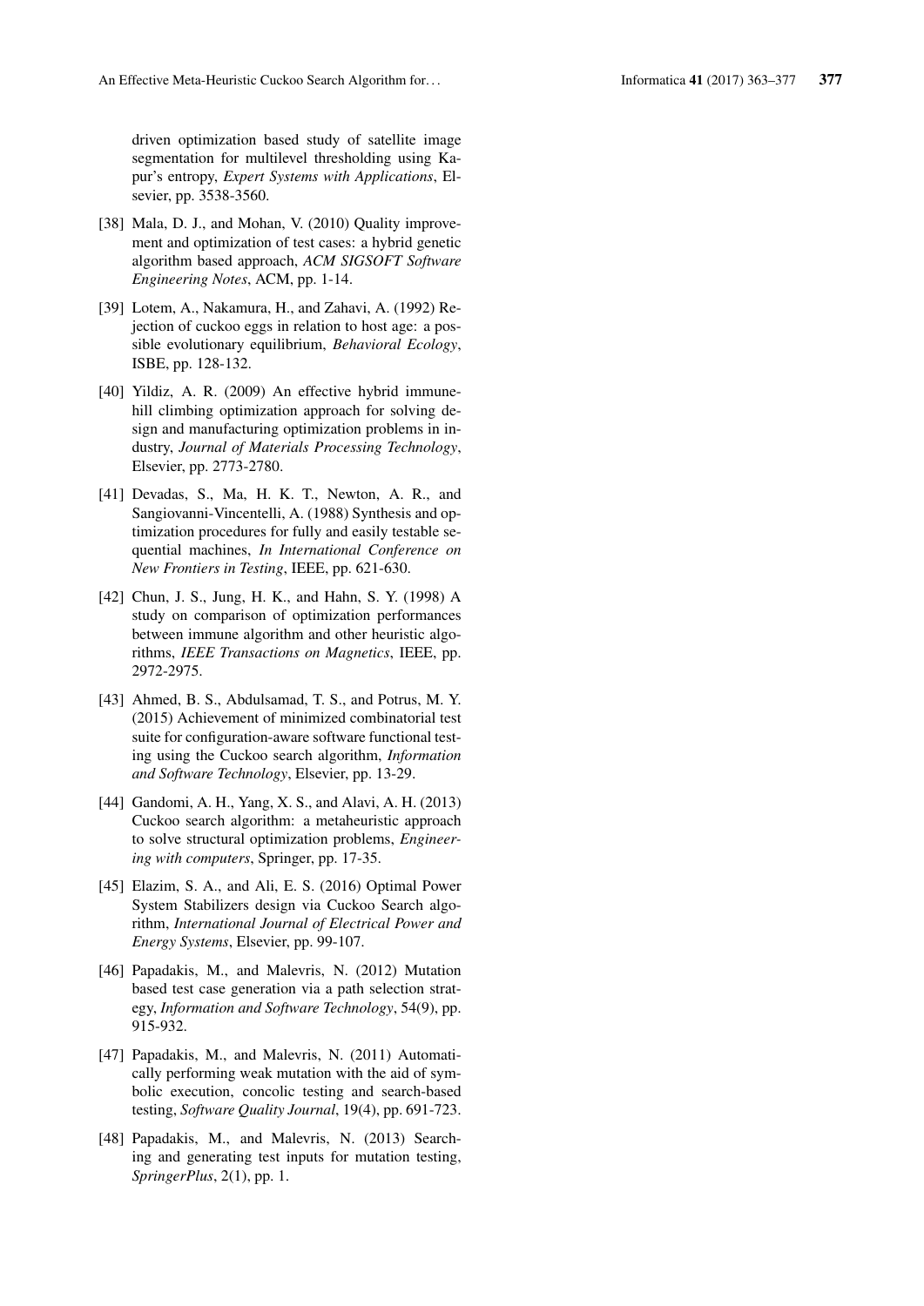driven optimization based study of satellite image segmentation for multilevel thresholding using Kapur's entropy, *Expert Systems with Applications*, Elsevier, pp. 3538-3560.

[38] Mala, D. J., and Mohan, V. (2010) Quality improvement and optimization of test cases: a hybrid genetic algorithm based approach, *ACM SIGSOFT Software Engineering Notes*, ACM, pp. 1-14.

[39] Lotem, A., Nakamura, H., and Zahavi, A. (1992) Rejection of cuckoo eggs in relation to host age: a possible evolutionary equilibrium, *Behavioral Ecology*, ISBE, pp. 128-132.

[40] Yildiz, A. R. (2009) An effective hybrid immune-hill climbing optimization approach for solving design and manufacturing optimization problems in industry, *Journal of Materials Processing Technology*, Elsevier, pp. 2773-2780.

[41] Devadas, S., Ma, H. K. T., Newton, A. R., and Sangiovanni-Vincentelli, A. (1988) Synthesis and optimization procedures for fully and easily testable sequential machines, *In International Conference on New Frontiers in Testing*, IEEE, pp. 621-630.

[42] Chun, J. S., Jung, H. K., and Hahn, S. Y. (1998) A study on comparison of optimization performances between immune algorithm and other heuristic algorithms, *IEEE Transactions on Magnetics*, IEEE, pp. 2972-2975.

[43] Ahmed, B. S., Abdulsamad, T. S., and Potrus, M. Y. (2015) Achievement of minimized combinatorial test suite for configuration-aware software functional testing using the Cuckoo search algorithm, *Information and Software Technology*, Elsevier, pp. 13-29.

[44] Gandomi, A. H., Yang, X. S., and Alavi, A. H. (2013) Cuckoo search algorithm: a metaheuristic approach to solve structural optimization problems, *Engineering with computers*, Springer, pp. 17-35.

[45] Elazim, S. A., and Ali, E. S. (2016) Optimal Power System Stabilizers design via Cuckoo Search algorithm, *International Journal of Electrical Power and Energy Systems*, Elsevier, pp. 99-107.

[46] Papadakis, M., and Malevris, N. (2012) Mutation based test case generation via a path selection strategy, *Information and Software Technology*, 54(9), pp. 915-932.

[47] Papadakis, M., and Malevris, N. (2011) Automatically performing weak mutation with the aid of symbolic execution, concolic testing and search-based testing, *Software Quality Journal*, 19(4), pp. 691-723.

[48] Papadakis, M., and Malevris, N. (2013) Searching and generating test inputs for mutation testing, *SpringerPlus*, 2(1), pp. 1.